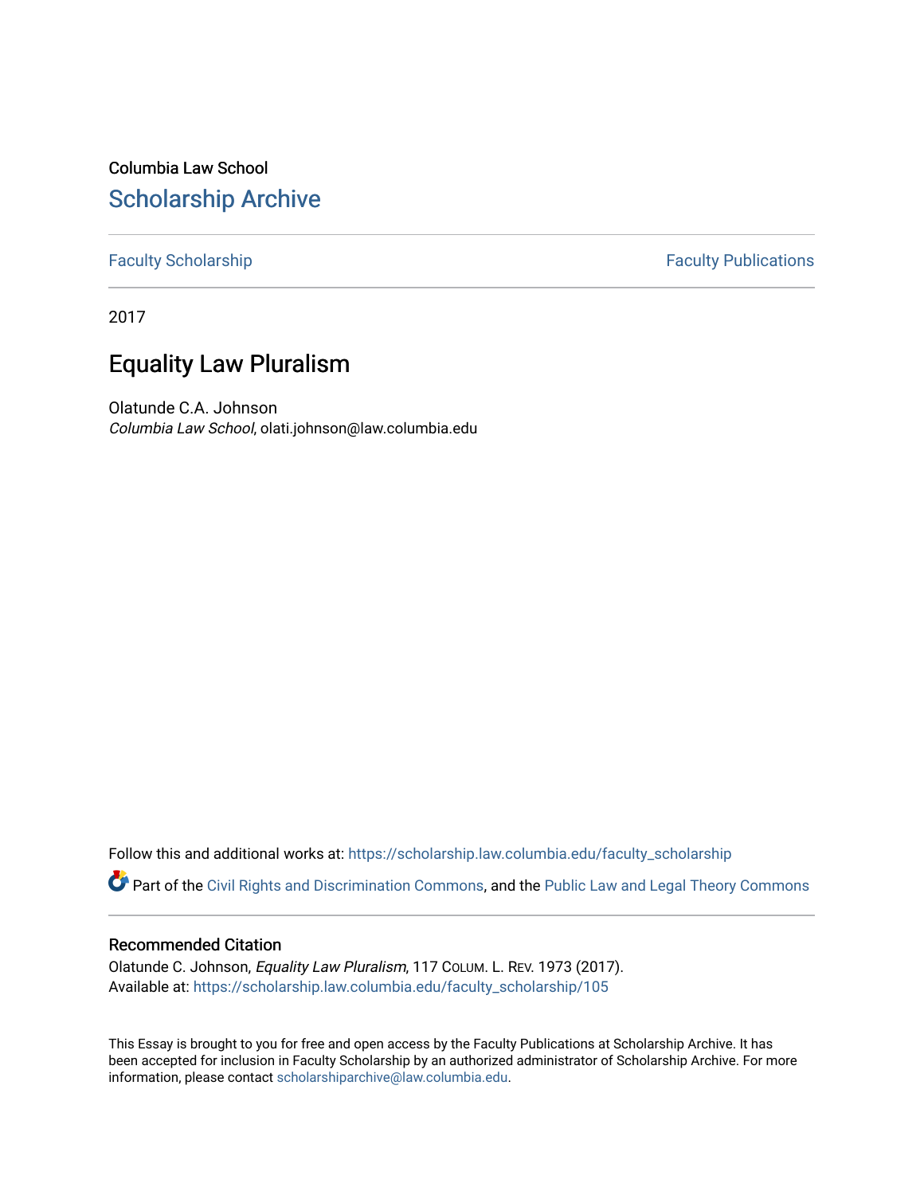Columbia Law School

## Scholarship Archive

Faculty Scholarship | Faculty Publications

2017

# Equality Law Pluralism

Olatunde C.A. Johnson

*Columbia Law School*, olati.johnson@law.columbia.edu

Follow this and additional works at: https://scholarship.law.columbia.edu/faculty_scholarship

Part of the Civil Rights and Discrimination Commons, and the Public Law and Legal Theory Commons

### Recommended Citation

Olatunde C. Johnson, *Equality Law Pluralism*, 117 COLUM. L. REV. 1973 (2017).
Available at: https://scholarship.law.columbia.edu/faculty_scholarship/105

This Essay is brought to you for free and open access by the Faculty Publications at Scholarship Archive. It has been accepted for inclusion in Faculty Scholarship by an authorized administrator of Scholarship Archive. For more information, please contact scholarshiparchive@law.columbia.edu.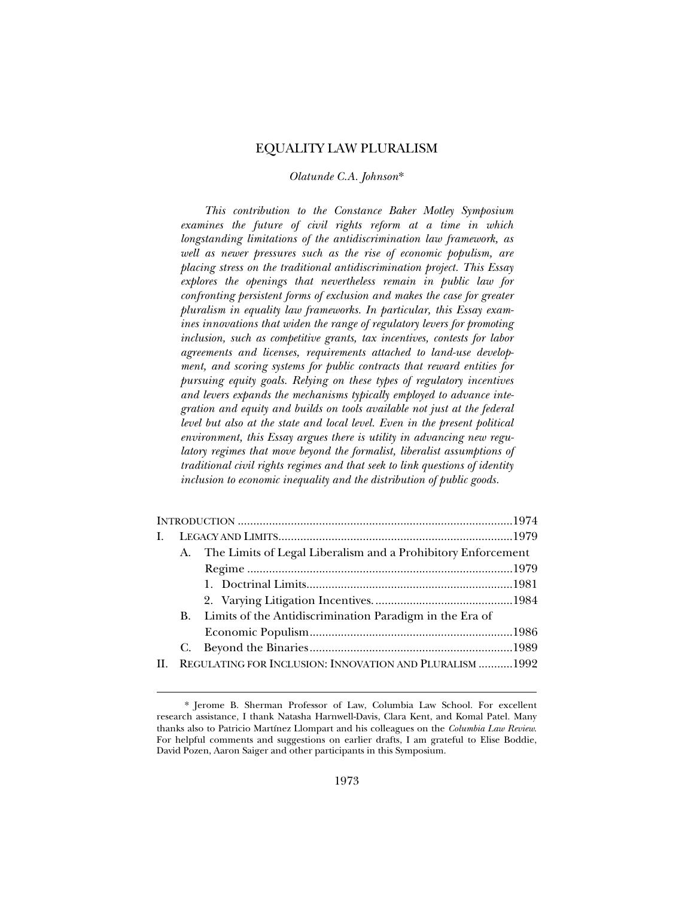# EQUALITY LAW PLURALISM

*Olatunde C.A. Johnson**

*This contribution to the Constance Baker Motley Symposium examines the future of civil rights reform at a time in which longstanding limitations of the antidiscrimination law framework, as well as newer pressures such as the rise of economic populism, are placing stress on the traditional antidiscrimination project. This Essay explores the openings that nevertheless remain in public law for confronting persistent forms of exclusion and makes the case for greater pluralism in equality law frameworks. In particular, this Essay examines innovations that widen the range of regulatory levers for promoting inclusion, such as competitive grants, tax incentives, contests for labor agreements and licenses, requirements attached to land-use development, and scoring systems for public contracts that reward entities for pursuing equity goals. Relying on these types of regulatory incentives and levers expands the mechanisms typically employed to advance integration and equity and builds on tools available not just at the federal level but also at the state and local level. Even in the present political environment, this Essay argues there is utility in advancing new regulatory regimes that move beyond the formalist, liberalist assumptions of traditional civil rights regimes and that seek to link questions of identity inclusion to economic inequality and the distribution of public goods.*

- INTRODUCTION .......... 1974
- I. LEGACY AND LIMITS .......... 1979
  - A. The Limits of Legal Liberalism and a Prohibitory Enforcement Regime .......... 1979
    - 1. Doctrinal Limits .......... 1981
    - 2. Varying Litigation Incentives .......... 1984
  - B. Limits of the Antidiscrimination Paradigm in the Era of Economic Populism .......... 1986
  - C. Beyond the Binaries .......... 1989
- II. REGULATING FOR INCLUSION: INNOVATION AND PLURALISM .......... 1992

---

\* Jerome B. Sherman Professor of Law, Columbia Law School. For excellent research assistance, I thank Natasha Harnwell-Davis, Clara Kent, and Komal Patel. Many thanks also to Patricio Martínez Llompart and his colleagues on the *Columbia Law Review*. For helpful comments and suggestions on earlier drafts, I am grateful to Elise Boddie, David Pozen, Aaron Saiger and other participants in this Symposium.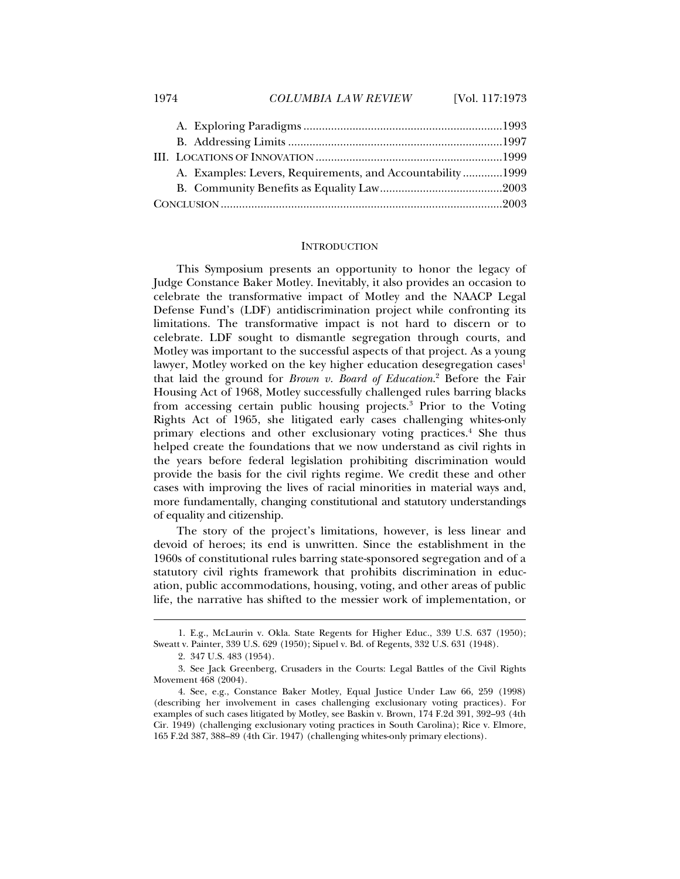A. Exploring Paradigms ................................................................1993

B. Addressing Limits .....................................................................1997

III. LOCATIONS OF INNOVATION ............................................................1999

A. Examples: Levers, Requirements, and Accountability .............1999

B. Community Benefits as Equality Law........................................2003

CONCLUSION ..........................................................................................2003

## INTRODUCTION

This Symposium presents an opportunity to honor the legacy of Judge Constance Baker Motley. Inevitably, it also provides an occasion to celebrate the transformative impact of Motley and the NAACP Legal Defense Fund's (LDF) antidiscrimination project while confronting its limitations. The transformative impact is not hard to discern or to celebrate. LDF sought to dismantle segregation through courts, and Motley was important to the successful aspects of that project. As a young lawyer, Motley worked on the key higher education desegregation cases[1] that laid the ground for *Brown v. Board of Education*.[2] Before the Fair Housing Act of 1968, Motley successfully challenged rules barring blacks from accessing certain public housing projects.[3] Prior to the Voting Rights Act of 1965, she litigated early cases challenging whites-only primary elections and other exclusionary voting practices.[4] She thus helped create the foundations that we now understand as civil rights in the years before federal legislation prohibiting discrimination would provide the basis for the civil rights regime. We credit these and other cases with improving the lives of racial minorities in material ways and, more fundamentally, changing constitutional and statutory understandings of equality and citizenship.

The story of the project's limitations, however, is less linear and devoid of heroes; its end is unwritten. Since the establishment in the 1960s of constitutional rules barring state-sponsored segregation and of a statutory civil rights framework that prohibits discrimination in education, public accommodations, housing, voting, and other areas of public life, the narrative has shifted to the messier work of implementation, or

---

1. E.g., McLaurin v. Okla. State Regents for Higher Educ., 339 U.S. 637 (1950); Sweatt v. Painter, 339 U.S. 629 (1950); Sipuel v. Bd. of Regents, 332 U.S. 631 (1948).

2. 347 U.S. 483 (1954).

3. See Jack Greenberg, Crusaders in the Courts: Legal Battles of the Civil Rights Movement 468 (2004).

4. See, e.g., Constance Baker Motley, Equal Justice Under Law 66, 259 (1998) (describing her involvement in cases challenging exclusionary voting practices). For examples of such cases litigated by Motley, see Baskin v. Brown, 174 F.2d 391, 392–93 (4th Cir. 1949) (challenging exclusionary voting practices in South Carolina); Rice v. Elmore, 165 F.2d 387, 388–89 (4th Cir. 1947) (challenging whites-only primary elections).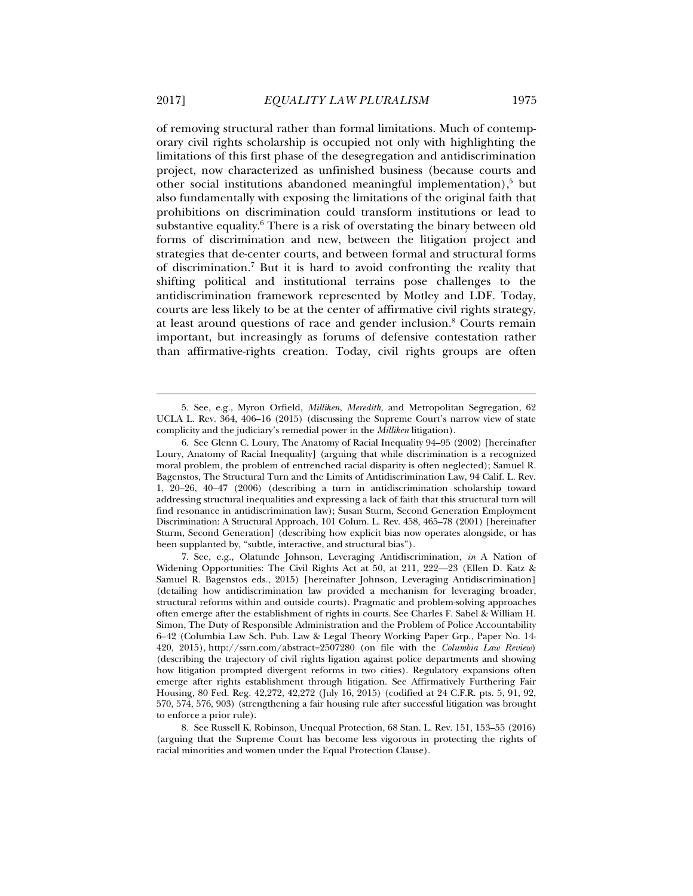of removing structural rather than formal limitations. Much of contemporary civil rights scholarship is occupied not only with highlighting the limitations of this first phase of the desegregation and antidiscrimination project, now characterized as unfinished business (because courts and other social institutions abandoned meaningful implementation),[5] but also fundamentally with exposing the limitations of the original faith that prohibitions on discrimination could transform institutions or lead to substantive equality.[6] There is a risk of overstating the binary between old forms of discrimination and new, between the litigation project and strategies that de-center courts, and between formal and structural forms of discrimination.[7] But it is hard to avoid confronting the reality that shifting political and institutional terrains pose challenges to the antidiscrimination framework represented by Motley and LDF. Today, courts are less likely to be at the center of affirmative civil rights strategy, at least around questions of race and gender inclusion.[8] Courts remain important, but increasingly as forums of defensive contestation rather than affirmative-rights creation. Today, civil rights groups are often

---

5. See, e.g., Myron Orfield, *Milliken*, *Meredith,* and Metropolitan Segregation, 62 UCLA L. Rev. 364, 406–16 (2015) (discussing the Supreme Court's narrow view of state complicity and the judiciary's remedial power in the *Milliken* litigation).

6. See Glenn C. Loury, The Anatomy of Racial Inequality 94–95 (2002) [hereinafter Loury, Anatomy of Racial Inequality] (arguing that while discrimination is a recognized moral problem, the problem of entrenched racial disparity is often neglected); Samuel R. Bagenstos, The Structural Turn and the Limits of Antidiscrimination Law, 94 Calif. L. Rev. 1, 20–26, 40–47 (2006) (describing a turn in antidiscrimination scholarship toward addressing structural inequalities and expressing a lack of faith that this structural turn will find resonance in antidiscrimination law); Susan Sturm, Second Generation Employment Discrimination: A Structural Approach, 101 Colum. L. Rev. 458, 465–78 (2001) [hereinafter Sturm, Second Generation] (describing how explicit bias now operates alongside, or has been supplanted by, "subtle, interactive, and structural bias").

7. See, e.g., Olatunde Johnson, Leveraging Antidiscrimination, *in* A Nation of Widening Opportunities: The Civil Rights Act at 50, at 211, 222—23 (Ellen D. Katz & Samuel R. Bagenstos eds., 2015) [hereinafter Johnson, Leveraging Antidiscrimination] (detailing how antidiscrimination law provided a mechanism for leveraging broader, structural reforms within and outside courts). Pragmatic and problem-solving approaches often emerge after the establishment of rights in courts. See Charles F. Sabel & William H. Simon, The Duty of Responsible Administration and the Problem of Police Accountability 6–42 (Columbia Law Sch. Pub. Law & Legal Theory Working Paper Grp., Paper No. 14-420, 2015), http://ssrn.com/abstract=2507280 (on file with the *Columbia Law Review*) (describing the trajectory of civil rights ligation against police departments and showing how litigation prompted divergent reforms in two cities). Regulatory expansions often emerge after rights establishment through litigation. See Affirmatively Furthering Fair Housing, 80 Fed. Reg. 42,272, 42,272 (July 16, 2015) (codified at 24 C.F.R. pts. 5, 91, 92, 570, 574, 576, 903) (strengthening a fair housing rule after successful litigation was brought to enforce a prior rule).

8. See Russell K. Robinson, Unequal Protection, 68 Stan. L. Rev. 151, 153–55 (2016) (arguing that the Supreme Court has become less vigorous in protecting the rights of racial minorities and women under the Equal Protection Clause).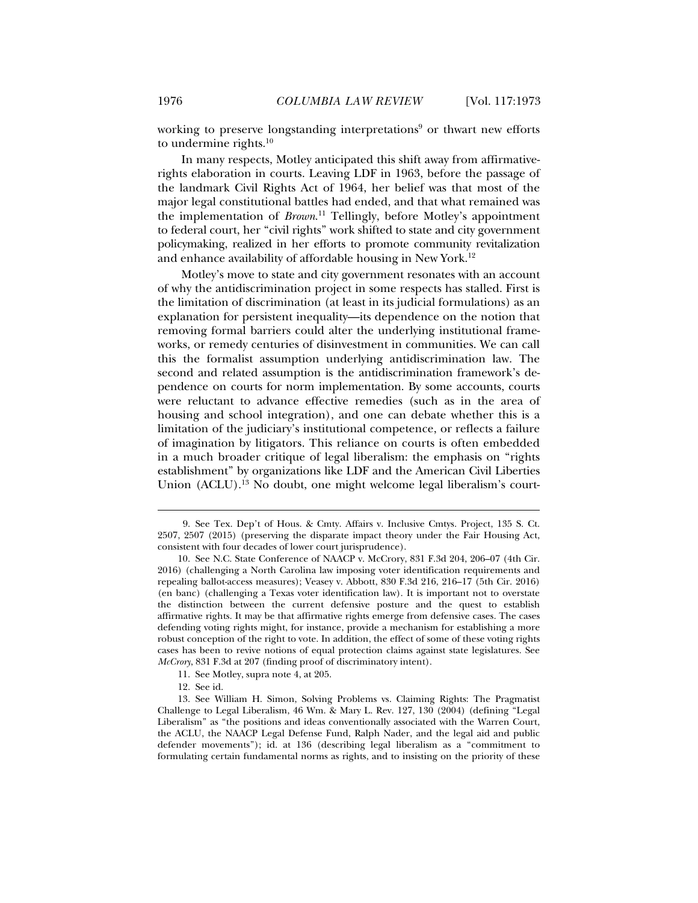working to preserve longstanding interpretations[9] or thwart new efforts to undermine rights.[10]

In many respects, Motley anticipated this shift away from affirmative-rights elaboration in courts. Leaving LDF in 1963, before the passage of the landmark Civil Rights Act of 1964, her belief was that most of the major legal constitutional battles had ended, and that what remained was the implementation of *Brown*.[11] Tellingly, before Motley's appointment to federal court, her "civil rights" work shifted to state and city government policymaking, realized in her efforts to promote community revitalization and enhance availability of affordable housing in New York.[12]

Motley's move to state and city government resonates with an account of why the antidiscrimination project in some respects has stalled. First is the limitation of discrimination (at least in its judicial formulations) as an explanation for persistent inequality—its dependence on the notion that removing formal barriers could alter the underlying institutional frameworks, or remedy centuries of disinvestment in communities. We can call this the formalist assumption underlying antidiscrimination law. The second and related assumption is the antidiscrimination framework's dependence on courts for norm implementation. By some accounts, courts were reluctant to advance effective remedies (such as in the area of housing and school integration), and one can debate whether this is a limitation of the judiciary's institutional competence, or reflects a failure of imagination by litigators. This reliance on courts is often embedded in a much broader critique of legal liberalism: the emphasis on "rights establishment" by organizations like LDF and the American Civil Liberties Union (ACLU).[13] No doubt, one might welcome legal liberalism's court-

---

9. See Tex. Dep't of Hous. & Cmty. Affairs v. Inclusive Cmtys. Project, 135 S. Ct. 2507, 2507 (2015) (preserving the disparate impact theory under the Fair Housing Act, consistent with four decades of lower court jurisprudence).

10. See N.C. State Conference of NAACP v. McCrory, 831 F.3d 204, 206–07 (4th Cir. 2016) (challenging a North Carolina law imposing voter identification requirements and repealing ballot-access measures); Veasey v. Abbott, 830 F.3d 216, 216–17 (5th Cir. 2016) (en banc) (challenging a Texas voter identification law). It is important not to overstate the distinction between the current defensive posture and the quest to establish affirmative rights. It may be that affirmative rights emerge from defensive cases. The cases defending voting rights might, for instance, provide a mechanism for establishing a more robust conception of the right to vote. In addition, the effect of some of these voting rights cases has been to revive notions of equal protection claims against state legislatures. See *McCrory*, 831 F.3d at 207 (finding proof of discriminatory intent).

11. See Motley, supra note 4, at 205.

12. See id.

13. See William H. Simon, Solving Problems vs. Claiming Rights: The Pragmatist Challenge to Legal Liberalism, 46 Wm. & Mary L. Rev. 127, 130 (2004) (defining "Legal Liberalism" as "the positions and ideas conventionally associated with the Warren Court, the ACLU, the NAACP Legal Defense Fund, Ralph Nader, and the legal aid and public defender movements"); id. at 136 (describing legal liberalism as a "commitment to formulating certain fundamental norms as rights, and to insisting on the priority of these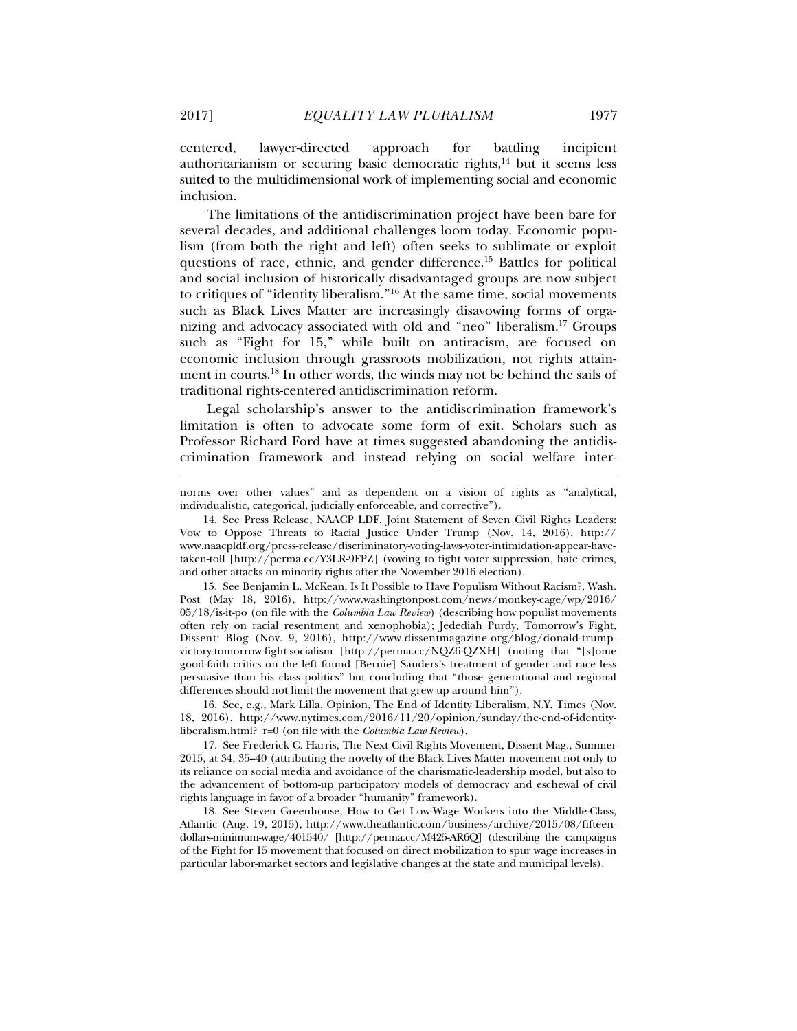centered, lawyer-directed approach for battling incipient authoritarianism or securing basic democratic rights,[14] but it seems less suited to the multidimensional work of implementing social and economic inclusion.

The limitations of the antidiscrimination project have been bare for several decades, and additional challenges loom today. Economic populism (from both the right and left) often seeks to sublimate or exploit questions of race, ethnic, and gender difference.[15] Battles for political and social inclusion of historically disadvantaged groups are now subject to critiques of "identity liberalism."[16] At the same time, social movements such as Black Lives Matter are increasingly disavowing forms of organizing and advocacy associated with old and "neo" liberalism.[17] Groups such as "Fight for 15," while built on antiracism, are focused on economic inclusion through grassroots mobilization, not rights attainment in courts.[18] In other words, the winds may not be behind the sails of traditional rights-centered antidiscrimination reform.

Legal scholarship's answer to the antidiscrimination framework's limitation is often to advocate some form of exit. Scholars such as Professor Richard Ford have at times suggested abandoning the antidiscrimination framework and instead relying on social welfare inter-

---

norms over other values" and as dependent on a vision of rights as "analytical, individualistic, categorical, judicially enforceable, and corrective").

14. See Press Release, NAACP LDF, Joint Statement of Seven Civil Rights Leaders: Vow to Oppose Threats to Racial Justice Under Trump (Nov. 14, 2016), http://www.naacpldf.org/press-release/discriminatory-voting-laws-voter-intimidation-appear-have-taken-toll [http://perma.cc/Y3LR-9FPZ] (vowing to fight voter suppression, hate crimes, and other attacks on minority rights after the November 2016 election).

15. See Benjamin L. McKean, Is It Possible to Have Populism Without Racism?, Wash. Post (May 18, 2016), http://www.washingtonpost.com/news/monkey-cage/wp/2016/05/18/is-it-po (on file with the *Columbia Law Review*) (describing how populist movements often rely on racial resentment and xenophobia); Jedediah Purdy, Tomorrow's Fight, Dissent: Blog (Nov. 9, 2016), http://www.dissentmagazine.org/blog/donald-trump-victory-tomorrow-fight-socialism [http://perma.cc/NQZ6-QZXH] (noting that "[s]ome good-faith critics on the left found [Bernie] Sanders's treatment of gender and race less persuasive than his class politics" but concluding that "those generational and regional differences should not limit the movement that grew up around him").

16. See, e.g., Mark Lilla, Opinion, The End of Identity Liberalism, N.Y. Times (Nov. 18, 2016), http://www.nytimes.com/2016/11/20/opinion/sunday/the-end-of-identity-liberalism.html?_r=0 (on file with the *Columbia Law Review*).

17. See Frederick C. Harris, The Next Civil Rights Movement, Dissent Mag., Summer 2015, at 34, 35–40 (attributing the novelty of the Black Lives Matter movement not only to its reliance on social media and avoidance of the charismatic-leadership model, but also to the advancement of bottom-up participatory models of democracy and eschewal of civil rights language in favor of a broader "humanity" framework).

18. See Steven Greenhouse, How to Get Low-Wage Workers into the Middle-Class, Atlantic (Aug. 19, 2015), http://www.theatlantic.com/business/archive/2015/08/fifteen-dollars-minimum-wage/401540/ [http://perma.cc/M425-AR6Q] (describing the campaigns of the Fight for 15 movement that focused on direct mobilization to spur wage increases in particular labor-market sectors and legislative changes at the state and municipal levels).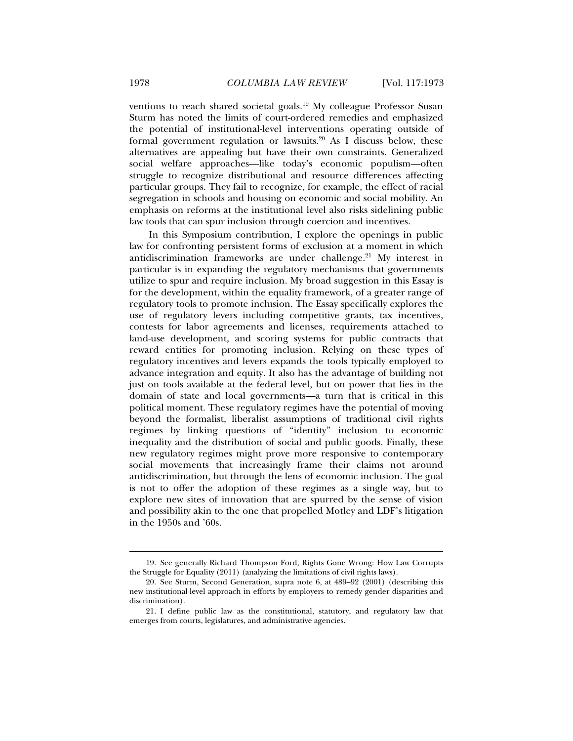ventions to reach shared societal goals.[19] My colleague Professor Susan Sturm has noted the limits of court-ordered remedies and emphasized the potential of institutional-level interventions operating outside of formal government regulation or lawsuits.[20] As I discuss below, these alternatives are appealing but have their own constraints. Generalized social welfare approaches—like today's economic populism—often struggle to recognize distributional and resource differences affecting particular groups. They fail to recognize, for example, the effect of racial segregation in schools and housing on economic and social mobility. An emphasis on reforms at the institutional level also risks sidelining public law tools that can spur inclusion through coercion and incentives.

In this Symposium contribution, I explore the openings in public law for confronting persistent forms of exclusion at a moment in which antidiscrimination frameworks are under challenge.[21] My interest in particular is in expanding the regulatory mechanisms that governments utilize to spur and require inclusion. My broad suggestion in this Essay is for the development, within the equality framework, of a greater range of regulatory tools to promote inclusion. The Essay specifically explores the use of regulatory levers including competitive grants, tax incentives, contests for labor agreements and licenses, requirements attached to land-use development, and scoring systems for public contracts that reward entities for promoting inclusion. Relying on these types of regulatory incentives and levers expands the tools typically employed to advance integration and equity. It also has the advantage of building not just on tools available at the federal level, but on power that lies in the domain of state and local governments—a turn that is critical in this political moment. These regulatory regimes have the potential of moving beyond the formalist, liberalist assumptions of traditional civil rights regimes by linking questions of "identity" inclusion to economic inequality and the distribution of social and public goods. Finally, these new regulatory regimes might prove more responsive to contemporary social movements that increasingly frame their claims not around antidiscrimination, but through the lens of economic inclusion. The goal is not to offer the adoption of these regimes as a single way, but to explore new sites of innovation that are spurred by the sense of vision and possibility akin to the one that propelled Motley and LDF's litigation in the 1950s and '60s.

---

19. See generally Richard Thompson Ford, Rights Gone Wrong: How Law Corrupts the Struggle for Equality (2011) (analyzing the limitations of civil rights laws).

20. See Sturm, Second Generation, supra note 6, at 489–92 (2001) (describing this new institutional-level approach in efforts by employers to remedy gender disparities and discrimination).

21. I define public law as the constitutional, statutory, and regulatory law that emerges from courts, legislatures, and administrative agencies.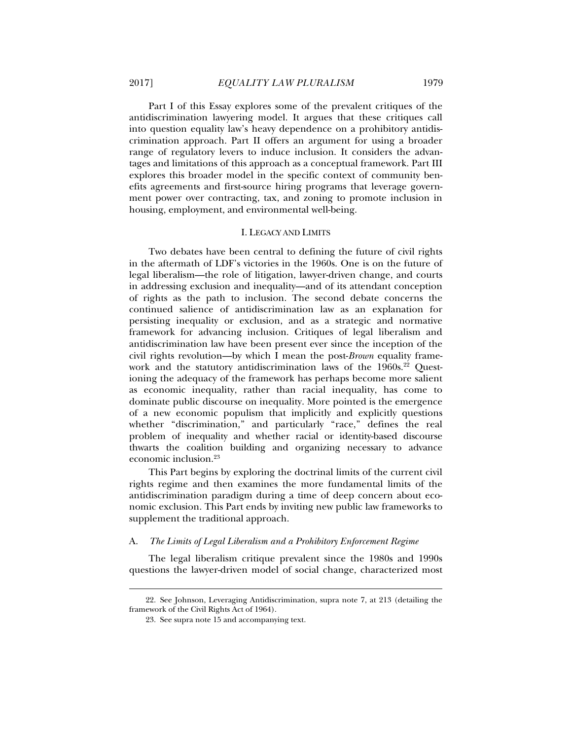Part I of this Essay explores some of the prevalent critiques of the antidiscrimination lawyering model. It argues that these critiques call into question equality law's heavy dependence on a prohibitory antidiscrimination approach. Part II offers an argument for using a broader range of regulatory levers to induce inclusion. It considers the advantages and limitations of this approach as a conceptual framework. Part III explores this broader model in the specific context of community benefits agreements and first-source hiring programs that leverage government power over contracting, tax, and zoning to promote inclusion in housing, employment, and environmental well-being.

## I. LEGACY AND LIMITS

Two debates have been central to defining the future of civil rights in the aftermath of LDF's victories in the 1960s. One is on the future of legal liberalism—the role of litigation, lawyer-driven change, and courts in addressing exclusion and inequality—and of its attendant conception of rights as the path to inclusion. The second debate concerns the continued salience of antidiscrimination law as an explanation for persisting inequality or exclusion, and as a strategic and normative framework for advancing inclusion. Critiques of legal liberalism and antidiscrimination law have been present ever since the inception of the civil rights revolution—by which I mean the post-*Brown* equality framework and the statutory antidiscrimination laws of the 1960s.[22] Questioning the adequacy of the framework has perhaps become more salient as economic inequality, rather than racial inequality, has come to dominate public discourse on inequality. More pointed is the emergence of a new economic populism that implicitly and explicitly questions whether "discrimination," and particularly "race," defines the real problem of inequality and whether racial or identity-based discourse thwarts the coalition building and organizing necessary to advance economic inclusion.[23]

This Part begins by exploring the doctrinal limits of the current civil rights regime and then examines the more fundamental limits of the antidiscrimination paradigm during a time of deep concern about economic exclusion. This Part ends by inviting new public law frameworks to supplement the traditional approach.

### A. *The Limits of Legal Liberalism and a Prohibitory Enforcement Regime*

The legal liberalism critique prevalent since the 1980s and 1990s questions the lawyer-driven model of social change, characterized most

---

22. See Johnson, Leveraging Antidiscrimination, supra note 7, at 213 (detailing the framework of the Civil Rights Act of 1964).

23. See supra note 15 and accompanying text.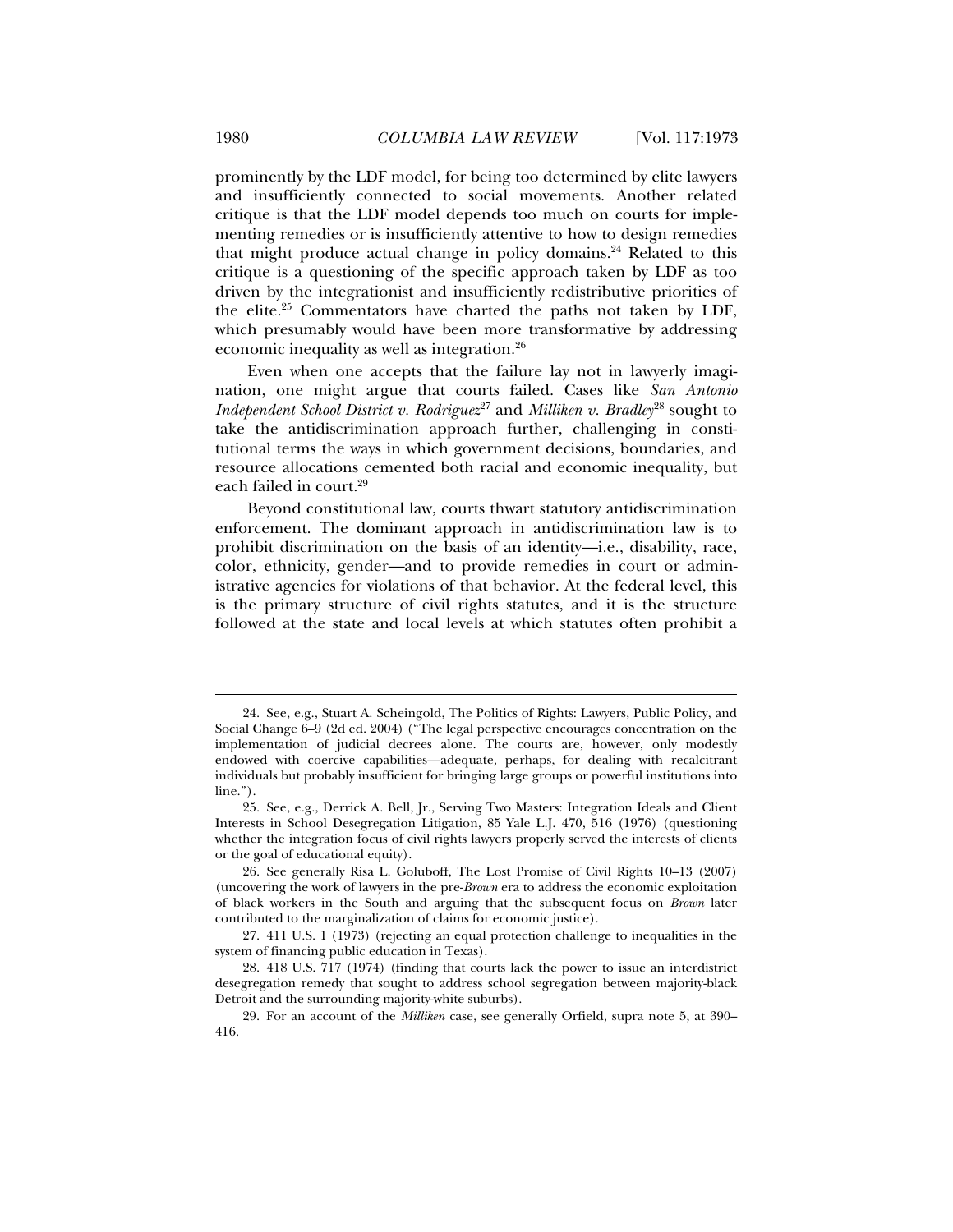prominently by the LDF model, for being too determined by elite lawyers and insufficiently connected to social movements. Another related critique is that the LDF model depends too much on courts for implementing remedies or is insufficiently attentive to how to design remedies that might produce actual change in policy domains.[24] Related to this critique is a questioning of the specific approach taken by LDF as too driven by the integrationist and insufficiently redistributive priorities of the elite.[25] Commentators have charted the paths not taken by LDF, which presumably would have been more transformative by addressing economic inequality as well as integration.[26]

Even when one accepts that the failure lay not in lawyerly imagination, one might argue that courts failed. Cases like *San Antonio Independent School District v. Rodriguez*[27] and *Milliken v. Bradley*[28] sought to take the antidiscrimination approach further, challenging in constitutional terms the ways in which government decisions, boundaries, and resource allocations cemented both racial and economic inequality, but each failed in court.[29]

Beyond constitutional law, courts thwart statutory antidiscrimination enforcement. The dominant approach in antidiscrimination law is to prohibit discrimination on the basis of an identity—i.e., disability, race, color, ethnicity, gender—and to provide remedies in court or administrative agencies for violations of that behavior. At the federal level, this is the primary structure of civil rights statutes, and it is the structure followed at the state and local levels at which statutes often prohibit a

---

24. See, e.g., Stuart A. Scheingold, The Politics of Rights: Lawyers, Public Policy, and Social Change 6–9 (2d ed. 2004) ("The legal perspective encourages concentration on the implementation of judicial decrees alone. The courts are, however, only modestly endowed with coercive capabilities—adequate, perhaps, for dealing with recalcitrant individuals but probably insufficient for bringing large groups or powerful institutions into line.").

25. See, e.g., Derrick A. Bell, Jr., Serving Two Masters: Integration Ideals and Client Interests in School Desegregation Litigation, 85 Yale L.J. 470, 516 (1976) (questioning whether the integration focus of civil rights lawyers properly served the interests of clients or the goal of educational equity).

26. See generally Risa L. Goluboff, The Lost Promise of Civil Rights 10–13 (2007) (uncovering the work of lawyers in the pre-*Brown* era to address the economic exploitation of black workers in the South and arguing that the subsequent focus on *Brown* later contributed to the marginalization of claims for economic justice).

27. 411 U.S. 1 (1973) (rejecting an equal protection challenge to inequalities in the system of financing public education in Texas).

28. 418 U.S. 717 (1974) (finding that courts lack the power to issue an interdistrict desegregation remedy that sought to address school segregation between majority-black Detroit and the surrounding majority-white suburbs).

29. For an account of the *Milliken* case, see generally Orfield, supra note 5, at 390–416.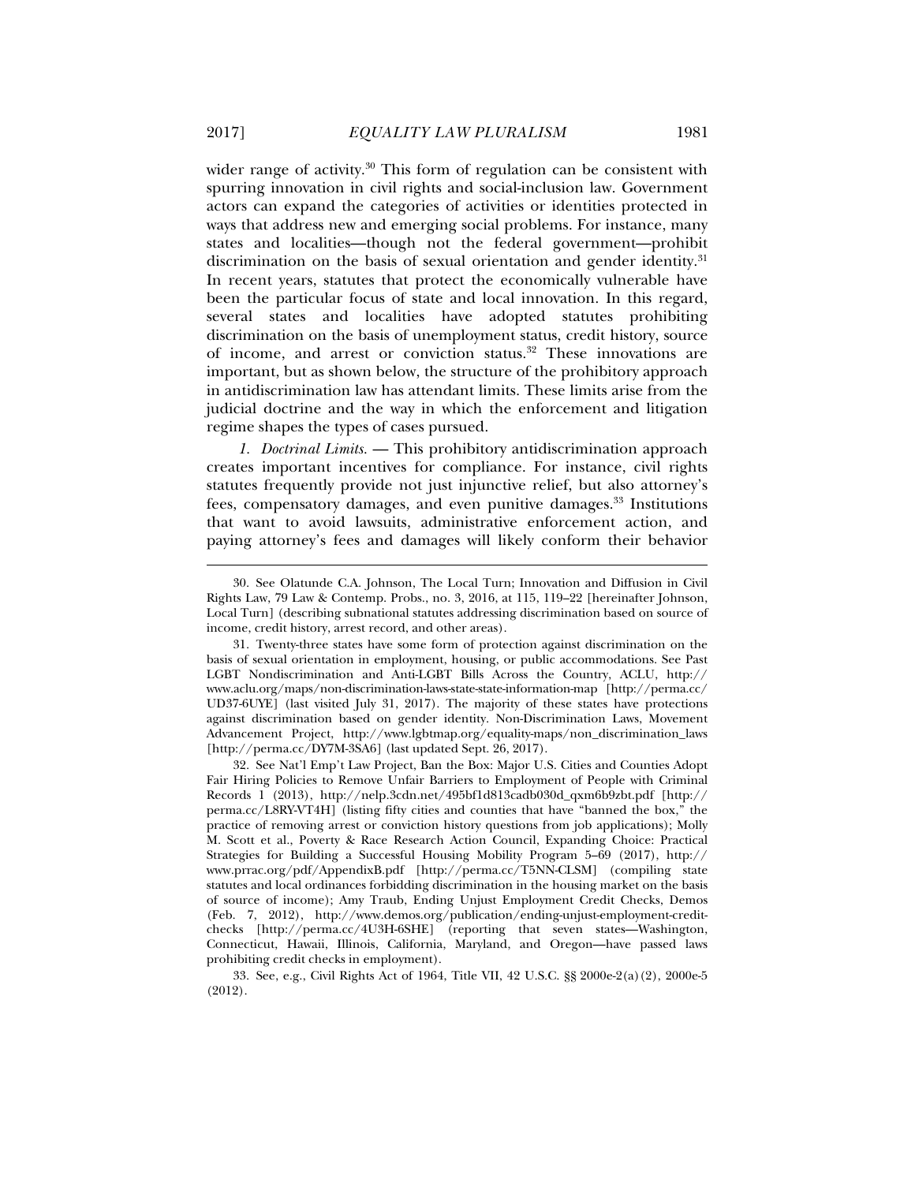wider range of activity.[30] This form of regulation can be consistent with spurring innovation in civil rights and social-inclusion law. Government actors can expand the categories of activities or identities protected in ways that address new and emerging social problems. For instance, many states and localities—though not the federal government—prohibit discrimination on the basis of sexual orientation and gender identity.[31] In recent years, statutes that protect the economically vulnerable have been the particular focus of state and local innovation. In this regard, several states and localities have adopted statutes prohibiting discrimination on the basis of unemployment status, credit history, source of income, and arrest or conviction status.[32] These innovations are important, but as shown below, the structure of the prohibitory approach in antidiscrimination law has attendant limits. These limits arise from the judicial doctrine and the way in which the enforcement and litigation regime shapes the types of cases pursued.

*1. Doctrinal Limits.* — This prohibitory antidiscrimination approach creates important incentives for compliance. For instance, civil rights statutes frequently provide not just injunctive relief, but also attorney's fees, compensatory damages, and even punitive damages.[33] Institutions that want to avoid lawsuits, administrative enforcement action, and paying attorney's fees and damages will likely conform their behavior

---

30. See Olatunde C.A. Johnson, The Local Turn; Innovation and Diffusion in Civil Rights Law, 79 Law & Contemp. Probs., no. 3, 2016, at 115, 119–22 [hereinafter Johnson, Local Turn] (describing subnational statutes addressing discrimination based on source of income, credit history, arrest record, and other areas).

31. Twenty-three states have some form of protection against discrimination on the basis of sexual orientation in employment, housing, or public accommodations. See Past LGBT Nondiscrimination and Anti-LGBT Bills Across the Country, ACLU, http://www.aclu.org/maps/non-discrimination-laws-state-state-information-map [http://perma.cc/UD37-6UYE] (last visited July 31, 2017). The majority of these states have protections against discrimination based on gender identity. Non-Discrimination Laws, Movement Advancement Project, http://www.lgbtmap.org/equality-maps/non_discrimination_laws [http://perma.cc/DY7M-3SA6] (last updated Sept. 26, 2017).

32. See Nat'l Emp't Law Project, Ban the Box: Major U.S. Cities and Counties Adopt Fair Hiring Policies to Remove Unfair Barriers to Employment of People with Criminal Records 1 (2013), http://nelp.3cdn.net/495bf1d813cadb030d_qxm6b9zbt.pdf [http://perma.cc/L8RY-VT4H] (listing fifty cities and counties that have "banned the box," the practice of removing arrest or conviction history questions from job applications); Molly M. Scott et al., Poverty & Race Research Action Council, Expanding Choice: Practical Strategies for Building a Successful Housing Mobility Program 5–69 (2017), http://www.prrac.org/pdf/AppendixB.pdf [http://perma.cc/T5NN-CLSM] (compiling state statutes and local ordinances forbidding discrimination in the housing market on the basis of source of income); Amy Traub, Ending Unjust Employment Credit Checks, Demos (Feb. 7, 2012), http://www.demos.org/publication/ending-unjust-employment-credit-checks [http://perma.cc/4U3H-6SHE] (reporting that seven states—Washington, Connecticut, Hawaii, Illinois, California, Maryland, and Oregon—have passed laws prohibiting credit checks in employment).

33. See, e.g., Civil Rights Act of 1964, Title VII, 42 U.S.C. §§ 2000e-2(a)(2), 2000e-5 (2012).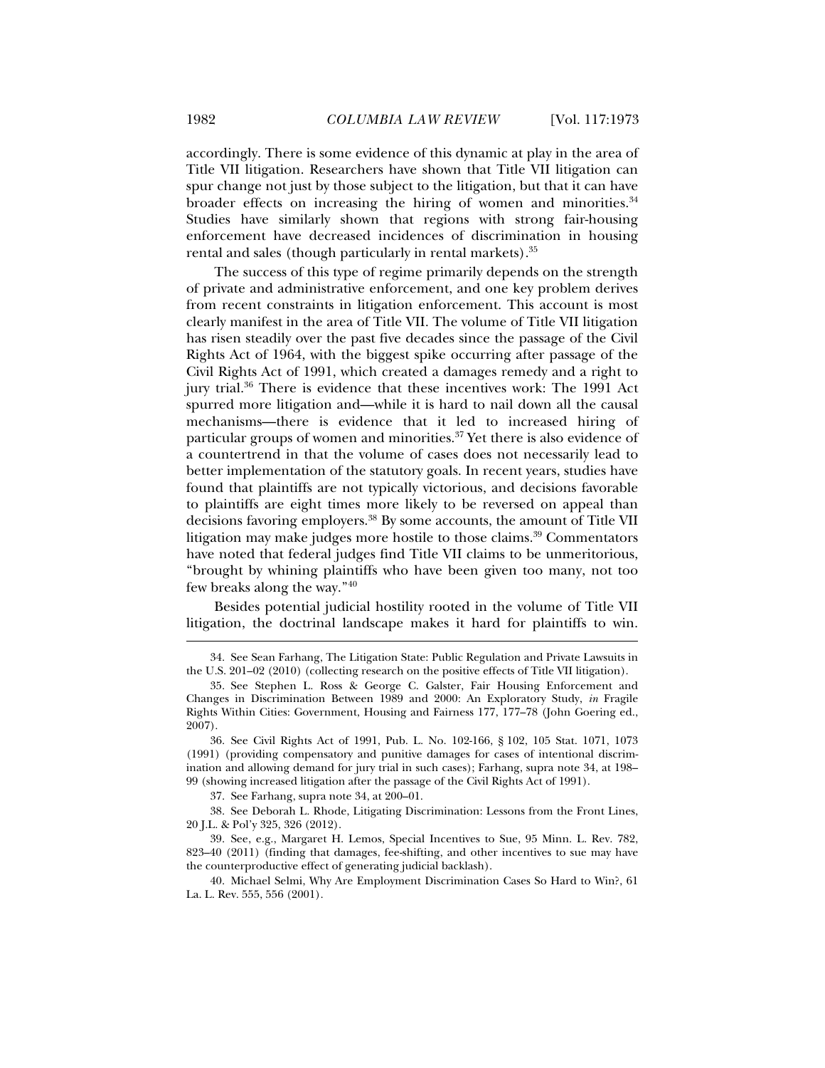accordingly. There is some evidence of this dynamic at play in the area of Title VII litigation. Researchers have shown that Title VII litigation can spur change not just by those subject to the litigation, but that it can have broader effects on increasing the hiring of women and minorities.[34] Studies have similarly shown that regions with strong fair-housing enforcement have decreased incidences of discrimination in housing rental and sales (though particularly in rental markets).[35]

The success of this type of regime primarily depends on the strength of private and administrative enforcement, and one key problem derives from recent constraints in litigation enforcement. This account is most clearly manifest in the area of Title VII. The volume of Title VII litigation has risen steadily over the past five decades since the passage of the Civil Rights Act of 1964, with the biggest spike occurring after passage of the Civil Rights Act of 1991, which created a damages remedy and a right to jury trial.[36] There is evidence that these incentives work: The 1991 Act spurred more litigation and—while it is hard to nail down all the causal mechanisms—there is evidence that it led to increased hiring of particular groups of women and minorities.[37] Yet there is also evidence of a countertrend in that the volume of cases does not necessarily lead to better implementation of the statutory goals. In recent years, studies have found that plaintiffs are not typically victorious, and decisions favorable to plaintiffs are eight times more likely to be reversed on appeal than decisions favoring employers.[38] By some accounts, the amount of Title VII litigation may make judges more hostile to those claims.[39] Commentators have noted that federal judges find Title VII claims to be unmeritorious, "brought by whining plaintiffs who have been given too many, not too few breaks along the way."[40]

Besides potential judicial hostility rooted in the volume of Title VII litigation, the doctrinal landscape makes it hard for plaintiffs to win.

---

34. See Sean Farhang, The Litigation State: Public Regulation and Private Lawsuits in the U.S. 201–02 (2010) (collecting research on the positive effects of Title VII litigation).

35. See Stephen L. Ross & George C. Galster, Fair Housing Enforcement and Changes in Discrimination Between 1989 and 2000: An Exploratory Study, *in* Fragile Rights Within Cities: Government, Housing and Fairness 177, 177–78 (John Goering ed., 2007).

36. See Civil Rights Act of 1991, Pub. L. No. 102-166, § 102, 105 Stat. 1071, 1073 (1991) (providing compensatory and punitive damages for cases of intentional discrimination and allowing demand for jury trial in such cases); Farhang, supra note 34, at 198–99 (showing increased litigation after the passage of the Civil Rights Act of 1991).

37. See Farhang, supra note 34, at 200–01.

38. See Deborah L. Rhode, Litigating Discrimination: Lessons from the Front Lines, 20 J.L. & Pol'y 325, 326 (2012).

39. See, e.g., Margaret H. Lemos, Special Incentives to Sue, 95 Minn. L. Rev. 782, 823–40 (2011) (finding that damages, fee-shifting, and other incentives to sue may have the counterproductive effect of generating judicial backlash).

40. Michael Selmi, Why Are Employment Discrimination Cases So Hard to Win?, 61 La. L. Rev. 555, 556 (2001).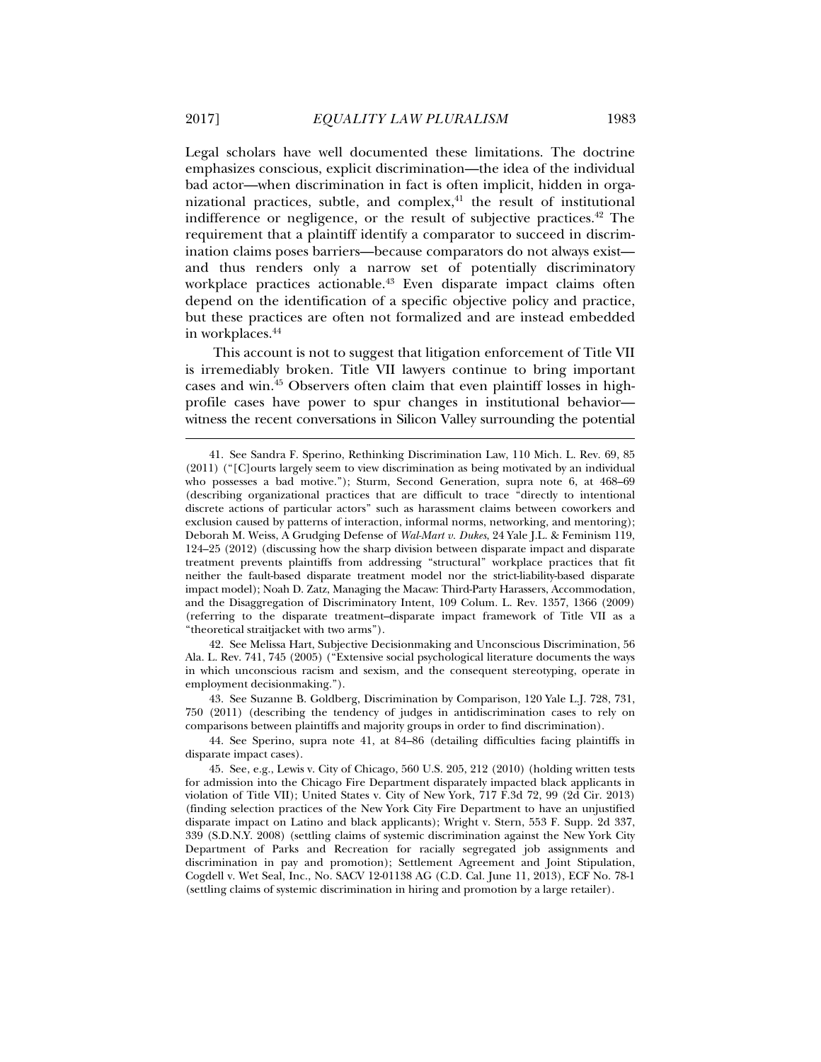Legal scholars have well documented these limitations. The doctrine emphasizes conscious, explicit discrimination—the idea of the individual bad actor—when discrimination in fact is often implicit, hidden in organizational practices, subtle, and complex,[41] the result of institutional indifference or negligence, or the result of subjective practices.[42] The requirement that a plaintiff identify a comparator to succeed in discrimination claims poses barriers—because comparators do not always exist—and thus renders only a narrow set of potentially discriminatory workplace practices actionable.[43] Even disparate impact claims often depend on the identification of a specific objective policy and practice, but these practices are often not formalized and are instead embedded in workplaces.[44]

This account is not to suggest that litigation enforcement of Title VII is irremediably broken. Title VII lawyers continue to bring important cases and win.[45] Observers often claim that even plaintiff losses in high-profile cases have power to spur changes in institutional behavior—witness the recent conversations in Silicon Valley surrounding the potential

---

41. See Sandra F. Sperino, Rethinking Discrimination Law, 110 Mich. L. Rev. 69, 85 (2011) ("[C]ourts largely seem to view discrimination as being motivated by an individual who possesses a bad motive."); Sturm, Second Generation, supra note 6, at 468–69 (describing organizational practices that are difficult to trace "directly to intentional discrete actions of particular actors" such as harassment claims between coworkers and exclusion caused by patterns of interaction, informal norms, networking, and mentoring); Deborah M. Weiss, A Grudging Defense of *Wal-Mart v. Dukes*, 24 Yale J.L. & Feminism 119, 124–25 (2012) (discussing how the sharp division between disparate impact and disparate treatment prevents plaintiffs from addressing "structural" workplace practices that fit neither the fault-based disparate treatment model nor the strict-liability-based disparate impact model); Noah D. Zatz, Managing the Macaw: Third-Party Harassers, Accommodation, and the Disaggregation of Discriminatory Intent, 109 Colum. L. Rev. 1357, 1366 (2009) (referring to the disparate treatment–disparate impact framework of Title VII as a "theoretical straitjacket with two arms").

42. See Melissa Hart, Subjective Decisionmaking and Unconscious Discrimination, 56 Ala. L. Rev. 741, 745 (2005) ("Extensive social psychological literature documents the ways in which unconscious racism and sexism, and the consequent stereotyping, operate in employment decisionmaking.").

43. See Suzanne B. Goldberg, Discrimination by Comparison, 120 Yale L.J. 728, 731, 750 (2011) (describing the tendency of judges in antidiscrimination cases to rely on comparisons between plaintiffs and majority groups in order to find discrimination).

44. See Sperino, supra note 41, at 84–86 (detailing difficulties facing plaintiffs in disparate impact cases).

45. See, e.g., Lewis v. City of Chicago, 560 U.S. 205, 212 (2010) (holding written tests for admission into the Chicago Fire Department disparately impacted black applicants in violation of Title VII); United States v. City of New York, 717 F.3d 72, 99 (2d Cir. 2013) (finding selection practices of the New York City Fire Department to have an unjustified disparate impact on Latino and black applicants); Wright v. Stern, 553 F. Supp. 2d 337, 339 (S.D.N.Y. 2008) (settling claims of systemic discrimination against the New York City Department of Parks and Recreation for racially segregated job assignments and discrimination in pay and promotion); Settlement Agreement and Joint Stipulation, Cogdell v. Wet Seal, Inc., No. SACV 12-01138 AG (C.D. Cal. June 11, 2013), ECF No. 78-1 (settling claims of systemic discrimination in hiring and promotion by a large retailer).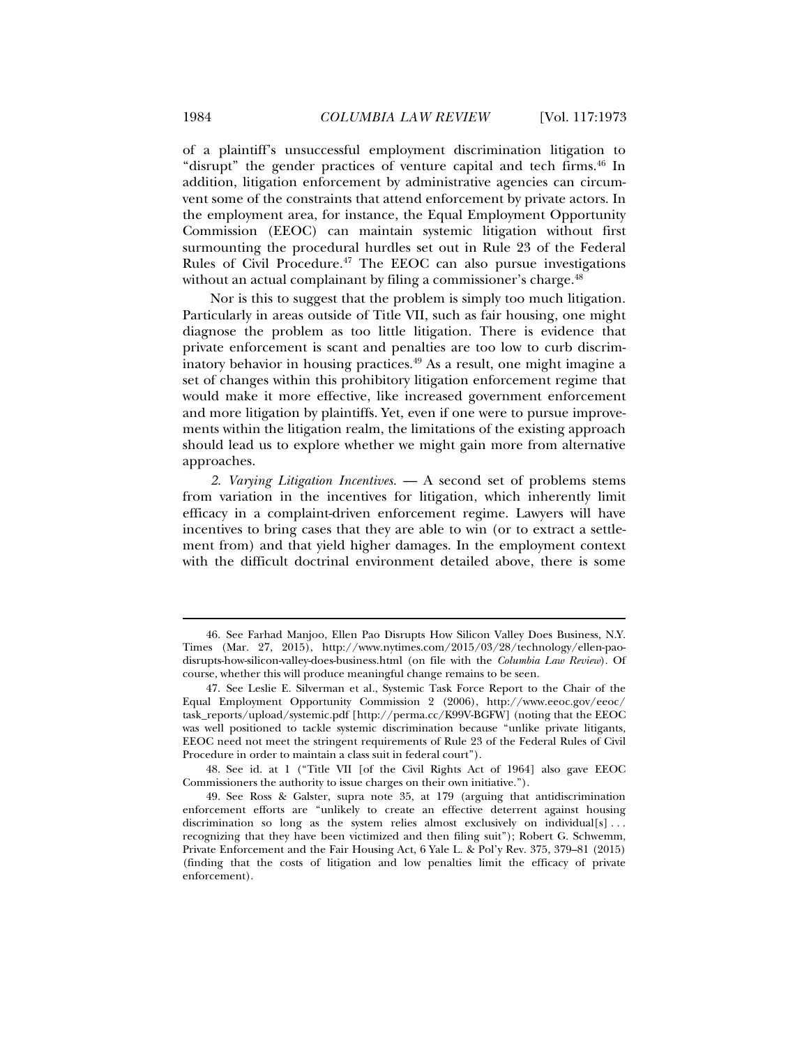of a plaintiff's unsuccessful employment discrimination litigation to "disrupt" the gender practices of venture capital and tech firms.[46] In addition, litigation enforcement by administrative agencies can circumvent some of the constraints that attend enforcement by private actors. In the employment area, for instance, the Equal Employment Opportunity Commission (EEOC) can maintain systemic litigation without first surmounting the procedural hurdles set out in Rule 23 of the Federal Rules of Civil Procedure.[47] The EEOC can also pursue investigations without an actual complainant by filing a commissioner's charge.[48]

Nor is this to suggest that the problem is simply too much litigation. Particularly in areas outside of Title VII, such as fair housing, one might diagnose the problem as too little litigation. There is evidence that private enforcement is scant and penalties are too low to curb discriminatory behavior in housing practices.[49] As a result, one might imagine a set of changes within this prohibitory litigation enforcement regime that would make it more effective, like increased government enforcement and more litigation by plaintiffs. Yet, even if one were to pursue improvements within the litigation realm, the limitations of the existing approach should lead us to explore whether we might gain more from alternative approaches.

*2. Varying Litigation Incentives.* — A second set of problems stems from variation in the incentives for litigation, which inherently limit efficacy in a complaint-driven enforcement regime. Lawyers will have incentives to bring cases that they are able to win (or to extract a settlement from) and that yield higher damages. In the employment context with the difficult doctrinal environment detailed above, there is some

---

46. See Farhad Manjoo, Ellen Pao Disrupts How Silicon Valley Does Business, N.Y. Times (Mar. 27, 2015), http://www.nytimes.com/2015/03/28/technology/ellen-pao-disrupts-how-silicon-valley-does-business.html (on file with the *Columbia Law Review*). Of course, whether this will produce meaningful change remains to be seen.

47. See Leslie E. Silverman et al., Systemic Task Force Report to the Chair of the Equal Employment Opportunity Commission 2 (2006), http://www.eeoc.gov/eeoc/task_reports/upload/systemic.pdf [http://perma.cc/K99V-BGFW] (noting that the EEOC was well positioned to tackle systemic discrimination because "unlike private litigants, EEOC need not meet the stringent requirements of Rule 23 of the Federal Rules of Civil Procedure in order to maintain a class suit in federal court").

48. See id. at 1 ("Title VII [of the Civil Rights Act of 1964] also gave EEOC Commissioners the authority to issue charges on their own initiative.").

49. See Ross & Galster, supra note 35, at 179 (arguing that antidiscrimination enforcement efforts are "unlikely to create an effective deterrent against housing discrimination so long as the system relies almost exclusively on individual[s] . . . recognizing that they have been victimized and then filing suit"); Robert G. Schwemm, Private Enforcement and the Fair Housing Act, 6 Yale L. & Pol'y Rev. 375, 379–81 (2015) (finding that the costs of litigation and low penalties limit the efficacy of private enforcement).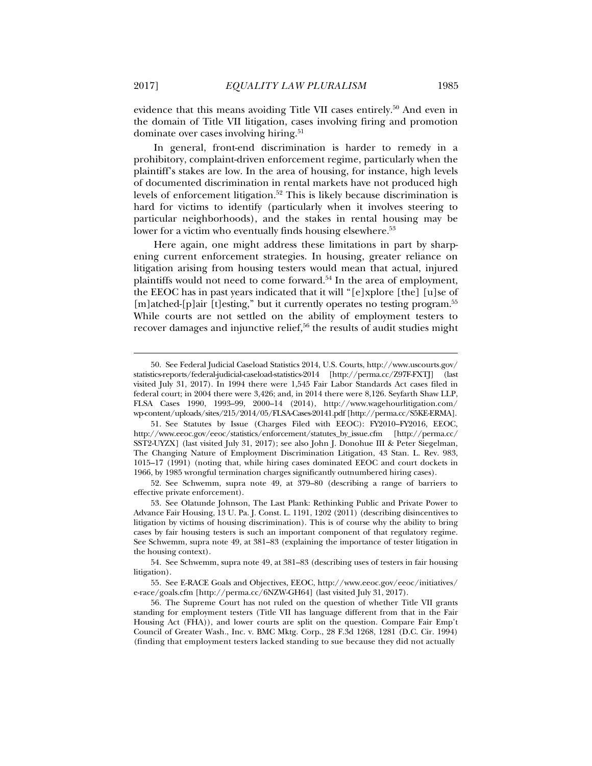evidence that this means avoiding Title VII cases entirely.[50] And even in the domain of Title VII litigation, cases involving firing and promotion dominate over cases involving hiring.[51]

In general, front-end discrimination is harder to remedy in a prohibitory, complaint-driven enforcement regime, particularly when the plaintiff's stakes are low. In the area of housing, for instance, high levels of documented discrimination in rental markets have not produced high levels of enforcement litigation.[52] This is likely because discrimination is hard for victims to identify (particularly when it involves steering to particular neighborhoods), and the stakes in rental housing may be lower for a victim who eventually finds housing elsewhere.[53]

Here again, one might address these limitations in part by sharpening current enforcement strategies. In housing, greater reliance on litigation arising from housing testers would mean that actual, injured plaintiffs would not need to come forward.[54] In the area of employment, the EEOC has in past years indicated that it will "[e]xplore [the] [u]se of [m]atched-[p]air [t]esting," but it currently operates no testing program.[55] While courts are not settled on the ability of employment testers to recover damages and injunctive relief,[56] the results of audit studies might

---

50. See Federal Judicial Caseload Statistics 2014, U.S. Courts, http://www.uscourts.gov/statistics-reports/federal-judicial-caseload-statistics-2014 [http://perma.cc/Z97F-FXTJ] (last visited July 31, 2017). In 1994 there were 1,545 Fair Labor Standards Act cases filed in federal court; in 2004 there were 3,426; and, in 2014 there were 8,126. Seyfarth Shaw LLP, FLSA Cases 1990, 1993–99, 2000–14 (2014), http://www.wagehourlitigation.com/wp-content/uploads/sites/215/2014/05/FLSA-Cases-20141.pdf [http://perma.cc/S5KE-ERMA].

51. See Statutes by Issue (Charges Filed with EEOC): FY2010–FY2016, EEOC, http://www.eeoc.gov/eeoc/statistics/enforcement/statutes_by_issue.cfm [http://perma.cc/SST2-UYZX] (last visited July 31, 2017); see also John J. Donohue III & Peter Siegelman, The Changing Nature of Employment Discrimination Litigation, 43 Stan. L. Rev. 983, 1015–17 (1991) (noting that, while hiring cases dominated EEOC and court dockets in 1966, by 1985 wrongful termination charges significantly outnumbered hiring cases).

52. See Schwemm, supra note 49, at 379–80 (describing a range of barriers to effective private enforcement).

53. See Olatunde Johnson, The Last Plank: Rethinking Public and Private Power to Advance Fair Housing, 13 U. Pa. J. Const. L. 1191, 1202 (2011) (describing disincentives to litigation by victims of housing discrimination). This is of course why the ability to bring cases by fair housing testers is such an important component of that regulatory regime. See Schwemm, supra note 49, at 381–83 (explaining the importance of tester litigation in the housing context).

54. See Schwemm, supra note 49, at 381–83 (describing uses of testers in fair housing litigation).

55. See E-RACE Goals and Objectives, EEOC, http://www.eeoc.gov/eeoc/initiatives/e-race/goals.cfm [http://perma.cc/6NZW-GH64] (last visited July 31, 2017).

56. The Supreme Court has not ruled on the question of whether Title VII grants standing for employment testers (Title VII has language different from that in the Fair Housing Act (FHA)), and lower courts are split on the question. Compare Fair Emp't Council of Greater Wash., Inc. v. BMC Mktg. Corp., 28 F.3d 1268, 1281 (D.C. Cir. 1994) (finding that employment testers lacked standing to sue because they did not actually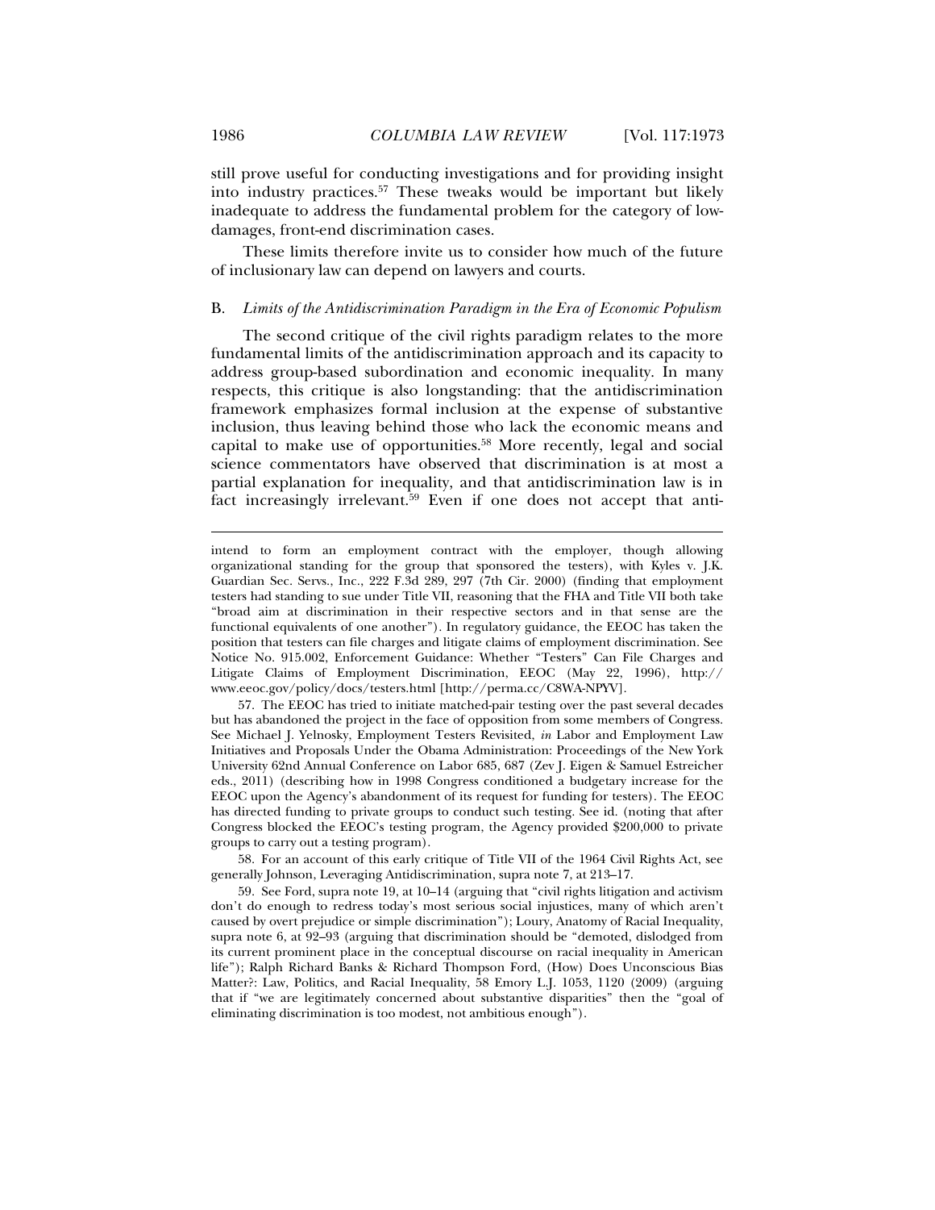still prove useful for conducting investigations and for providing insight into industry practices.[57] These tweaks would be important but likely inadequate to address the fundamental problem for the category of low-damages, front-end discrimination cases.

These limits therefore invite us to consider how much of the future of inclusionary law can depend on lawyers and courts.

### B. *Limits of the Antidiscrimination Paradigm in the Era of Economic Populism*

The second critique of the civil rights paradigm relates to the more fundamental limits of the antidiscrimination approach and its capacity to address group-based subordination and economic inequality. In many respects, this critique is also longstanding: that the antidiscrimination framework emphasizes formal inclusion at the expense of substantive inclusion, thus leaving behind those who lack the economic means and capital to make use of opportunities.[58] More recently, legal and social science commentators have observed that discrimination is at most a partial explanation for inequality, and that antidiscrimination law is in fact increasingly irrelevant.[59] Even if one does not accept that anti-

---

intend to form an employment contract with the employer, though allowing organizational standing for the group that sponsored the testers), with Kyles v. J.K. Guardian Sec. Servs., Inc., 222 F.3d 289, 297 (7th Cir. 2000) (finding that employment testers had standing to sue under Title VII, reasoning that the FHA and Title VII both take "broad aim at discrimination in their respective sectors and in that sense are the functional equivalents of one another"). In regulatory guidance, the EEOC has taken the position that testers can file charges and litigate claims of employment discrimination. See Notice No. 915.002, Enforcement Guidance: Whether "Testers" Can File Charges and Litigate Claims of Employment Discrimination, EEOC (May 22, 1996), http://www.eeoc.gov/policy/docs/testers.html [http://perma.cc/C8WA-NPYV].

57. The EEOC has tried to initiate matched-pair testing over the past several decades but has abandoned the project in the face of opposition from some members of Congress. See Michael J. Yelnosky, Employment Testers Revisited, *in* Labor and Employment Law Initiatives and Proposals Under the Obama Administration: Proceedings of the New York University 62nd Annual Conference on Labor 685, 687 (Zev J. Eigen & Samuel Estreicher eds., 2011) (describing how in 1998 Congress conditioned a budgetary increase for the EEOC upon the Agency's abandonment of its request for funding for testers). The EEOC has directed funding to private groups to conduct such testing. See id. (noting that after Congress blocked the EEOC's testing program, the Agency provided $200,000 to private groups to carry out a testing program).

58. For an account of this early critique of Title VII of the 1964 Civil Rights Act, see generally Johnson, Leveraging Antidiscrimination, supra note 7, at 213–17.

59. See Ford, supra note 19, at 10–14 (arguing that "civil rights litigation and activism don't do enough to redress today's most serious social injustices, many of which aren't caused by overt prejudice or simple discrimination"); Loury, Anatomy of Racial Inequality, supra note 6, at 92–93 (arguing that discrimination should be "demoted, dislodged from its current prominent place in the conceptual discourse on racial inequality in American life"); Ralph Richard Banks & Richard Thompson Ford, (How) Does Unconscious Bias Matter?: Law, Politics, and Racial Inequality, 58 Emory L.J. 1053, 1120 (2009) (arguing that if "we are legitimately concerned about substantive disparities" then the "goal of eliminating discrimination is too modest, not ambitious enough").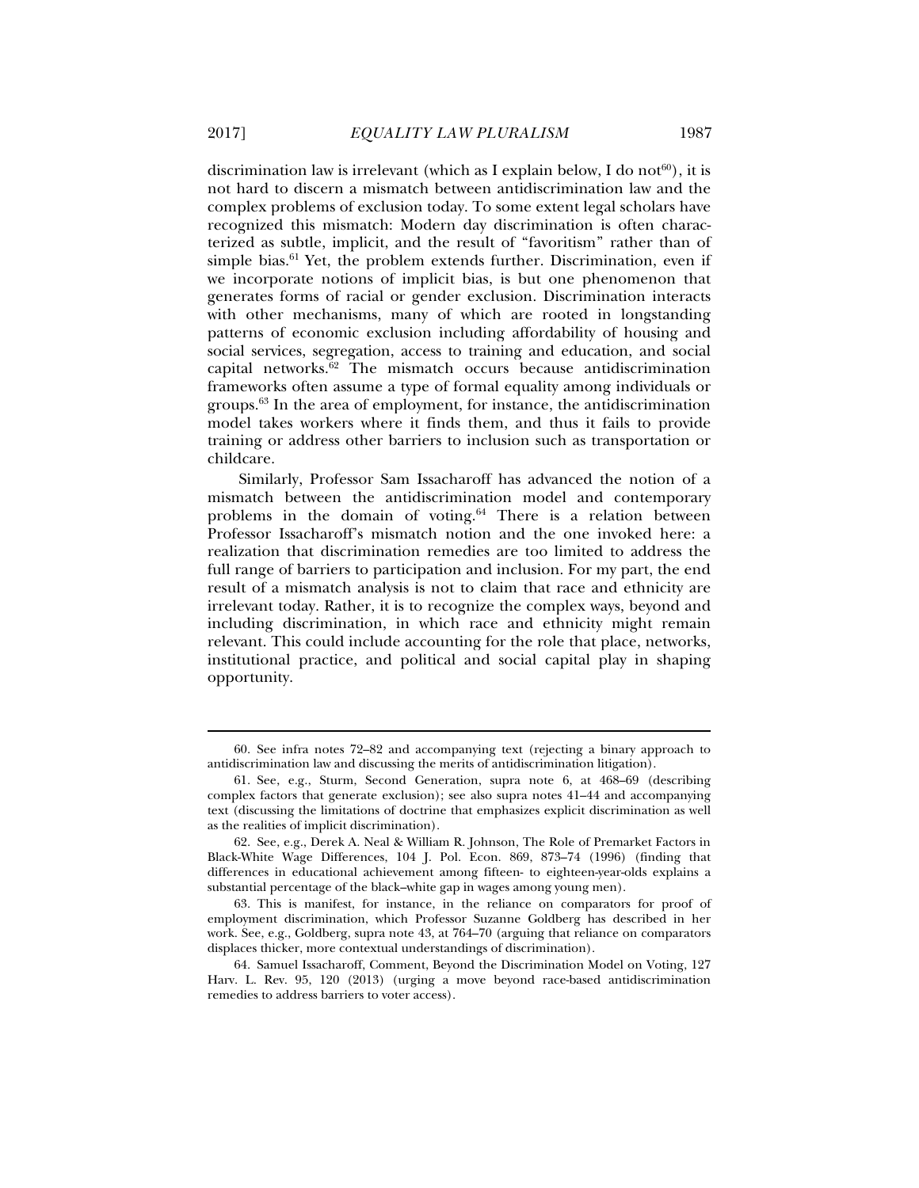discrimination law is irrelevant (which as I explain below, I do not[60]), it is not hard to discern a mismatch between antidiscrimination law and the complex problems of exclusion today. To some extent legal scholars have recognized this mismatch: Modern day discrimination is often characterized as subtle, implicit, and the result of "favoritism" rather than of simple bias.[61] Yet, the problem extends further. Discrimination, even if we incorporate notions of implicit bias, is but one phenomenon that generates forms of racial or gender exclusion. Discrimination interacts with other mechanisms, many of which are rooted in longstanding patterns of economic exclusion including affordability of housing and social services, segregation, access to training and education, and social capital networks.[62] The mismatch occurs because antidiscrimination frameworks often assume a type of formal equality among individuals or groups.[63] In the area of employment, for instance, the antidiscrimination model takes workers where it finds them, and thus it fails to provide training or address other barriers to inclusion such as transportation or childcare.

Similarly, Professor Sam Issacharoff has advanced the notion of a mismatch between the antidiscrimination model and contemporary problems in the domain of voting.[64] There is a relation between Professor Issacharoff's mismatch notion and the one invoked here: a realization that discrimination remedies are too limited to address the full range of barriers to participation and inclusion. For my part, the end result of a mismatch analysis is not to claim that race and ethnicity are irrelevant today. Rather, it is to recognize the complex ways, beyond and including discrimination, in which race and ethnicity might remain relevant. This could include accounting for the role that place, networks, institutional practice, and political and social capital play in shaping opportunity.

---

60. See infra notes 72–82 and accompanying text (rejecting a binary approach to antidiscrimination law and discussing the merits of antidiscrimination litigation).

61. See, e.g., Sturm, Second Generation, supra note 6, at 468–69 (describing complex factors that generate exclusion); see also supra notes 41–44 and accompanying text (discussing the limitations of doctrine that emphasizes explicit discrimination as well as the realities of implicit discrimination).

62. See, e.g., Derek A. Neal & William R. Johnson, The Role of Premarket Factors in Black-White Wage Differences, 104 J. Pol. Econ. 869, 873–74 (1996) (finding that differences in educational achievement among fifteen- to eighteen-year-olds explains a substantial percentage of the black–white gap in wages among young men).

63. This is manifest, for instance, in the reliance on comparators for proof of employment discrimination, which Professor Suzanne Goldberg has described in her work. See, e.g., Goldberg, supra note 43, at 764–70 (arguing that reliance on comparators displaces thicker, more contextual understandings of discrimination).

64. Samuel Issacharoff, Comment, Beyond the Discrimination Model on Voting, 127 Harv. L. Rev. 95, 120 (2013) (urging a move beyond race-based antidiscrimination remedies to address barriers to voter access).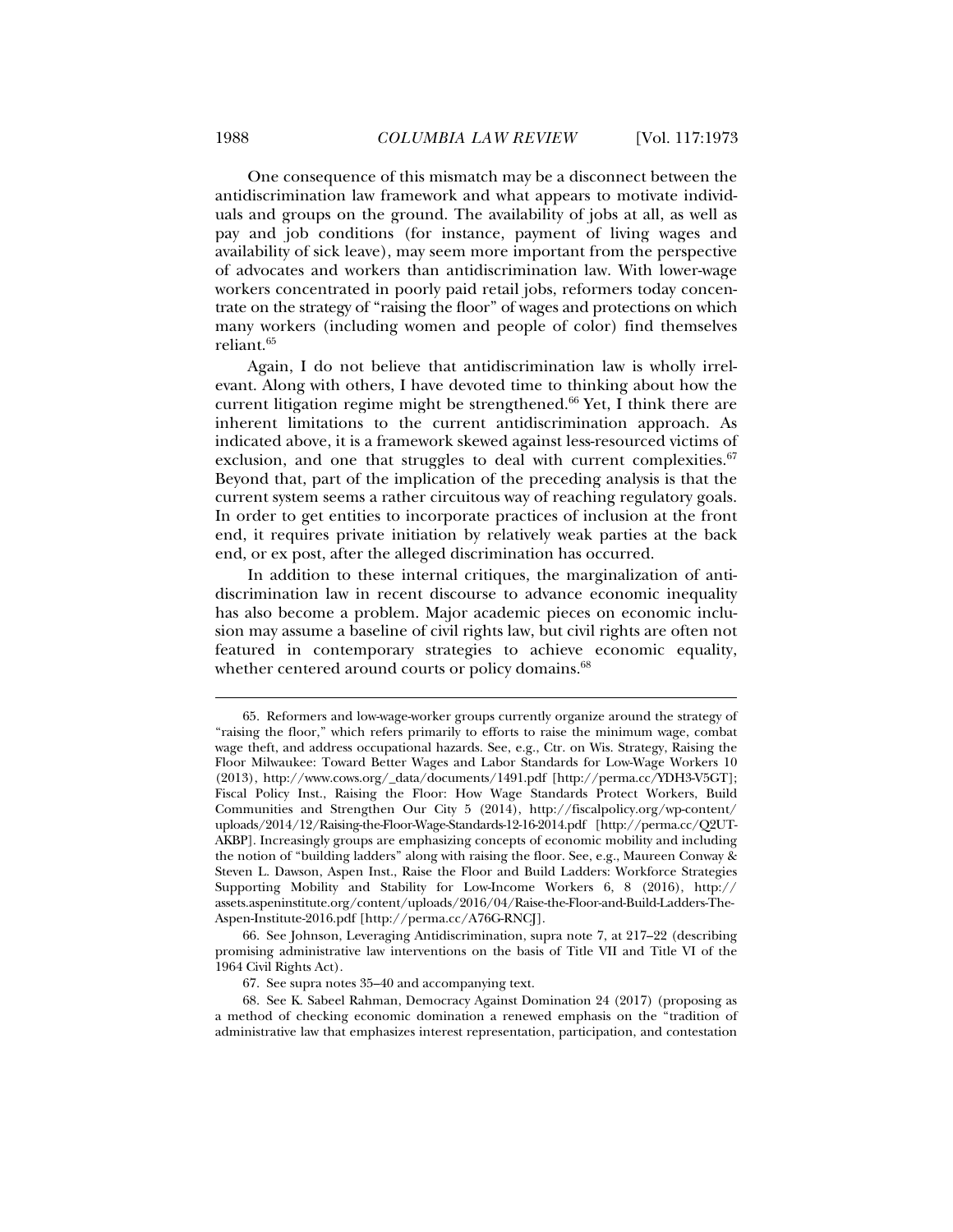One consequence of this mismatch may be a disconnect between the antidiscrimination law framework and what appears to motivate individuals and groups on the ground. The availability of jobs at all, as well as pay and job conditions (for instance, payment of living wages and availability of sick leave), may seem more important from the perspective of advocates and workers than antidiscrimination law. With lower-wage workers concentrated in poorly paid retail jobs, reformers today concentrate on the strategy of "raising the floor" of wages and protections on which many workers (including women and people of color) find themselves reliant.[65]

Again, I do not believe that antidiscrimination law is wholly irrelevant. Along with others, I have devoted time to thinking about how the current litigation regime might be strengthened.[66] Yet, I think there are inherent limitations to the current antidiscrimination approach. As indicated above, it is a framework skewed against less-resourced victims of exclusion, and one that struggles to deal with current complexities.[67] Beyond that, part of the implication of the preceding analysis is that the current system seems a rather circuitous way of reaching regulatory goals. In order to get entities to incorporate practices of inclusion at the front end, it requires private initiation by relatively weak parties at the back end, or ex post, after the alleged discrimination has occurred.

In addition to these internal critiques, the marginalization of antidiscrimination law in recent discourse to advance economic inequality has also become a problem. Major academic pieces on economic inclusion may assume a baseline of civil rights law, but civil rights are often not featured in contemporary strategies to achieve economic equality, whether centered around courts or policy domains.[68]

---

65. Reformers and low-wage-worker groups currently organize around the strategy of "raising the floor," which refers primarily to efforts to raise the minimum wage, combat wage theft, and address occupational hazards. See, e.g., Ctr. on Wis. Strategy, Raising the Floor Milwaukee: Toward Better Wages and Labor Standards for Low-Wage Workers 10 (2013), http://www.cows.org/_data/documents/1491.pdf [http://perma.cc/YDH3-V5GT]; Fiscal Policy Inst., Raising the Floor: How Wage Standards Protect Workers, Build Communities and Strengthen Our City 5 (2014), http://fiscalpolicy.org/wp-content/uploads/2014/12/Raising-the-Floor-Wage-Standards-12-16-2014.pdf [http://perma.cc/Q2UT-AKBP]. Increasingly groups are emphasizing concepts of economic mobility and including the notion of "building ladders" along with raising the floor. See, e.g., Maureen Conway & Steven L. Dawson, Aspen Inst., Raise the Floor and Build Ladders: Workforce Strategies Supporting Mobility and Stability for Low-Income Workers 6, 8 (2016), http://assets.aspeninstitute.org/content/uploads/2016/04/Raise-the-Floor-and-Build-Ladders-The-Aspen-Institute-2016.pdf [http://perma.cc/A76G-RNCJ].

66. See Johnson, Leveraging Antidiscrimination, supra note 7, at 217–22 (describing promising administrative law interventions on the basis of Title VII and Title VI of the 1964 Civil Rights Act).

67. See supra notes 35–40 and accompanying text.

68. See K. Sabeel Rahman, Democracy Against Domination 24 (2017) (proposing as a method of checking economic domination a renewed emphasis on the "tradition of administrative law that emphasizes interest representation, participation, and contestation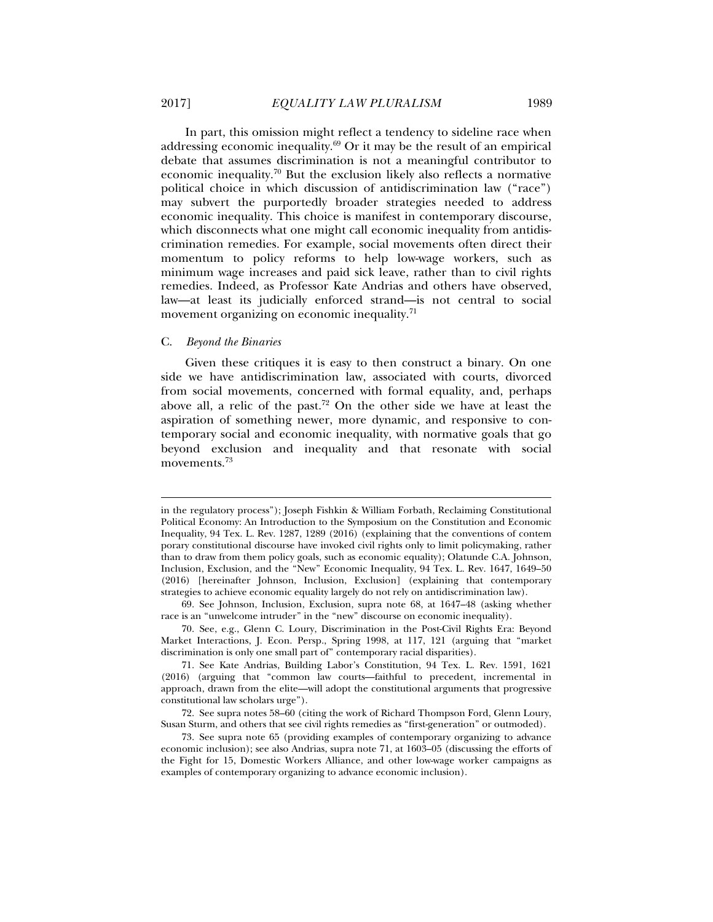In part, this omission might reflect a tendency to sideline race when addressing economic inequality.[69] Or it may be the result of an empirical debate that assumes discrimination is not a meaningful contributor to economic inequality.[70] But the exclusion likely also reflects a normative political choice in which discussion of antidiscrimination law ("race") may subvert the purportedly broader strategies needed to address economic inequality. This choice is manifest in contemporary discourse, which disconnects what one might call economic inequality from antidiscrimination remedies. For example, social movements often direct their momentum to policy reforms to help low-wage workers, such as minimum wage increases and paid sick leave, rather than to civil rights remedies. Indeed, as Professor Kate Andrias and others have observed, law—at least its judicially enforced strand—is not central to social movement organizing on economic inequality.[71]

### C. *Beyond the Binaries*

Given these critiques it is easy to then construct a binary. On one side we have antidiscrimination law, associated with courts, divorced from social movements, concerned with formal equality, and, perhaps above all, a relic of the past.[72] On the other side we have at least the aspiration of something newer, more dynamic, and responsive to contemporary social and economic inequality, with normative goals that go beyond exclusion and inequality and that resonate with social movements.[73]

---

in the regulatory process"); Joseph Fishkin & William Forbath, Reclaiming Constitutional Political Economy: An Introduction to the Symposium on the Constitution and Economic Inequality, 94 Tex. L. Rev. 1287, 1289 (2016) (explaining that the conventions of contemporary constitutional discourse have invoked civil rights only to limit policymaking, rather than to draw from them policy goals, such as economic equality); Olatunde C.A. Johnson, Inclusion, Exclusion, and the "New" Economic Inequality, 94 Tex. L. Rev. 1647, 1649–50 (2016) [hereinafter Johnson, Inclusion, Exclusion] (explaining that contemporary strategies to achieve economic equality largely do not rely on antidiscrimination law).

69. See Johnson, Inclusion, Exclusion, supra note 68, at 1647–48 (asking whether race is an "unwelcome intruder" in the "new" discourse on economic inequality).

70. See, e.g., Glenn C. Loury, Discrimination in the Post-Civil Rights Era: Beyond Market Interactions, J. Econ. Persp., Spring 1998, at 117, 121 (arguing that "market discrimination is only one small part of" contemporary racial disparities).

71. See Kate Andrias, Building Labor's Constitution, 94 Tex. L. Rev. 1591, 1621 (2016) (arguing that "common law courts—faithful to precedent, incremental in approach, drawn from the elite—will adopt the constitutional arguments that progressive constitutional law scholars urge").

72. See supra notes 58–60 (citing the work of Richard Thompson Ford, Glenn Loury, Susan Sturm, and others that see civil rights remedies as "first-generation" or outmoded).

73. See supra note 65 (providing examples of contemporary organizing to advance economic inclusion); see also Andrias, supra note 71, at 1603–05 (discussing the efforts of the Fight for 15, Domestic Workers Alliance, and other low-wage worker campaigns as examples of contemporary organizing to advance economic inclusion).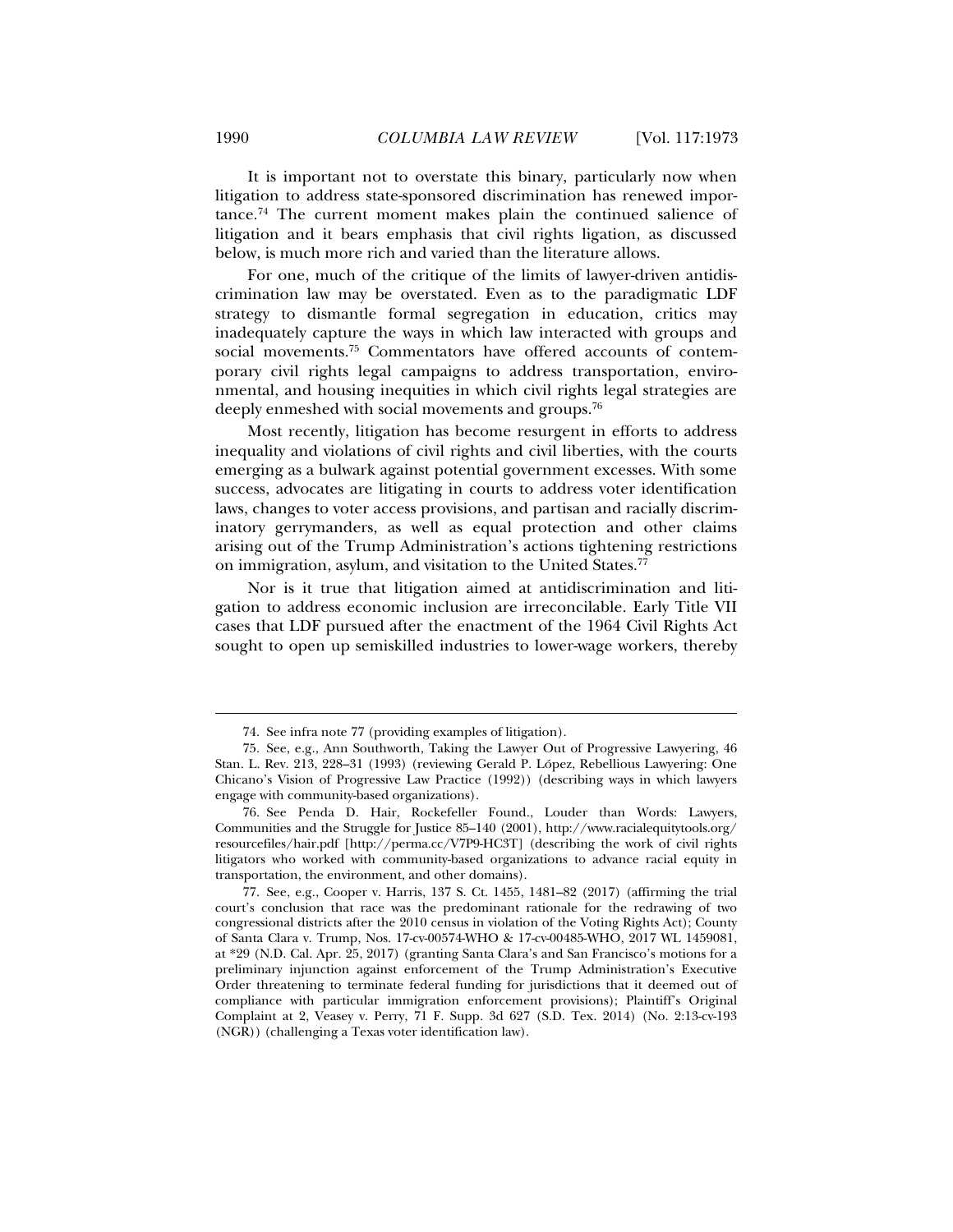It is important not to overstate this binary, particularly now when litigation to address state-sponsored discrimination has renewed importance.[74] The current moment makes plain the continued salience of litigation and it bears emphasis that civil rights ligation, as discussed below, is much more rich and varied than the literature allows.

For one, much of the critique of the limits of lawyer-driven antidiscrimination law may be overstated. Even as to the paradigmatic LDF strategy to dismantle formal segregation in education, critics may inadequately capture the ways in which law interacted with groups and social movements.[75] Commentators have offered accounts of contemporary civil rights legal campaigns to address transportation, environmental, and housing inequities in which civil rights legal strategies are deeply enmeshed with social movements and groups.[76]

Most recently, litigation has become resurgent in efforts to address inequality and violations of civil rights and civil liberties, with the courts emerging as a bulwark against potential government excesses. With some success, advocates are litigating in courts to address voter identification laws, changes to voter access provisions, and partisan and racially discriminatory gerrymanders, as well as equal protection and other claims arising out of the Trump Administration's actions tightening restrictions on immigration, asylum, and visitation to the United States.[77]

Nor is it true that litigation aimed at antidiscrimination and litigation to address economic inclusion are irreconcilable. Early Title VII cases that LDF pursued after the enactment of the 1964 Civil Rights Act sought to open up semiskilled industries to lower-wage workers, thereby

---

74. See infra note 77 (providing examples of litigation).

75. See, e.g., Ann Southworth, Taking the Lawyer Out of Progressive Lawyering, 46 Stan. L. Rev. 213, 228–31 (1993) (reviewing Gerald P. López, Rebellious Lawyering: One Chicano's Vision of Progressive Law Practice (1992)) (describing ways in which lawyers engage with community-based organizations).

76. See Penda D. Hair, Rockefeller Found., Louder than Words: Lawyers, Communities and the Struggle for Justice 85–140 (2001), http://www.racialequitytools.org/resourcefiles/hair.pdf [http://perma.cc/V7P9-HC3T] (describing the work of civil rights litigators who worked with community-based organizations to advance racial equity in transportation, the environment, and other domains).

77. See, e.g., Cooper v. Harris, 137 S. Ct. 1455, 1481–82 (2017) (affirming the trial court's conclusion that race was the predominant rationale for the redrawing of two congressional districts after the 2010 census in violation of the Voting Rights Act); County of Santa Clara v. Trump, Nos. 17-cv-00574-WHO & 17-cv-00485-WHO, 2017 WL 1459081, at *29 (N.D. Cal. Apr. 25, 2017) (granting Santa Clara's and San Francisco's motions for a preliminary injunction against enforcement of the Trump Administration's Executive Order threatening to terminate federal funding for jurisdictions that it deemed out of compliance with particular immigration enforcement provisions); Plaintiff's Original Complaint at 2, Veasey v. Perry, 71 F. Supp. 3d 627 (S.D. Tex. 2014) (No. 2:13-cv-193 (NGR)) (challenging a Texas voter identification law).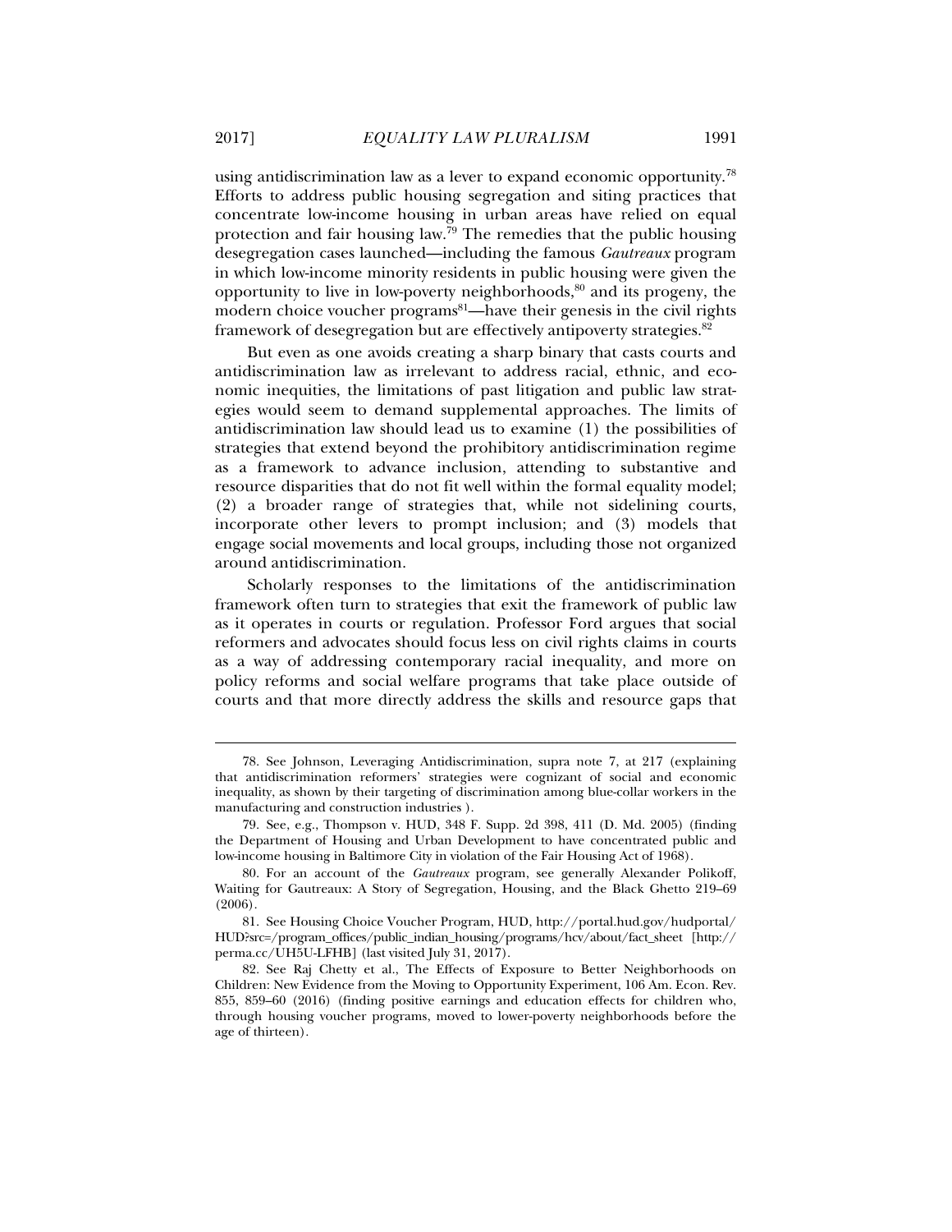using antidiscrimination law as a lever to expand economic opportunity.[78] Efforts to address public housing segregation and siting practices that concentrate low-income housing in urban areas have relied on equal protection and fair housing law.[79] The remedies that the public housing desegregation cases launched—including the famous *Gautreaux* program in which low-income minority residents in public housing were given the opportunity to live in low-poverty neighborhoods,[80] and its progeny, the modern choice voucher programs[81]—have their genesis in the civil rights framework of desegregation but are effectively antipoverty strategies.[82]

But even as one avoids creating a sharp binary that casts courts and antidiscrimination law as irrelevant to address racial, ethnic, and economic inequities, the limitations of past litigation and public law strategies would seem to demand supplemental approaches. The limits of antidiscrimination law should lead us to examine (1) the possibilities of strategies that extend beyond the prohibitory antidiscrimination regime as a framework to advance inclusion, attending to substantive and resource disparities that do not fit well within the formal equality model; (2) a broader range of strategies that, while not sidelining courts, incorporate other levers to prompt inclusion; and (3) models that engage social movements and local groups, including those not organized around antidiscrimination.

Scholarly responses to the limitations of the antidiscrimination framework often turn to strategies that exit the framework of public law as it operates in courts or regulation. Professor Ford argues that social reformers and advocates should focus less on civil rights claims in courts as a way of addressing contemporary racial inequality, and more on policy reforms and social welfare programs that take place outside of courts and that more directly address the skills and resource gaps that

78. See Johnson, Leveraging Antidiscrimination, supra note 7, at 217 (explaining that antidiscrimination reformers' strategies were cognizant of social and economic inequality, as shown by their targeting of discrimination among blue-collar workers in the manufacturing and construction industries ).

79. See, e.g., Thompson v. HUD, 348 F. Supp. 2d 398, 411 (D. Md. 2005) (finding the Department of Housing and Urban Development to have concentrated public and low-income housing in Baltimore City in violation of the Fair Housing Act of 1968).

80. For an account of the *Gautreaux* program, see generally Alexander Polikoff, Waiting for Gautreaux: A Story of Segregation, Housing, and the Black Ghetto 219–69 (2006).

81. See Housing Choice Voucher Program, HUD, http://portal.hud.gov/hudportal/HUD?src=/program_offices/public_indian_housing/programs/hcv/about/fact_sheet [http://perma.cc/UH5U-LFHB] (last visited July 31, 2017).

82. See Raj Chetty et al., The Effects of Exposure to Better Neighborhoods on Children: New Evidence from the Moving to Opportunity Experiment, 106 Am. Econ. Rev. 855, 859–60 (2016) (finding positive earnings and education effects for children who, through housing voucher programs, moved to lower-poverty neighborhoods before the age of thirteen).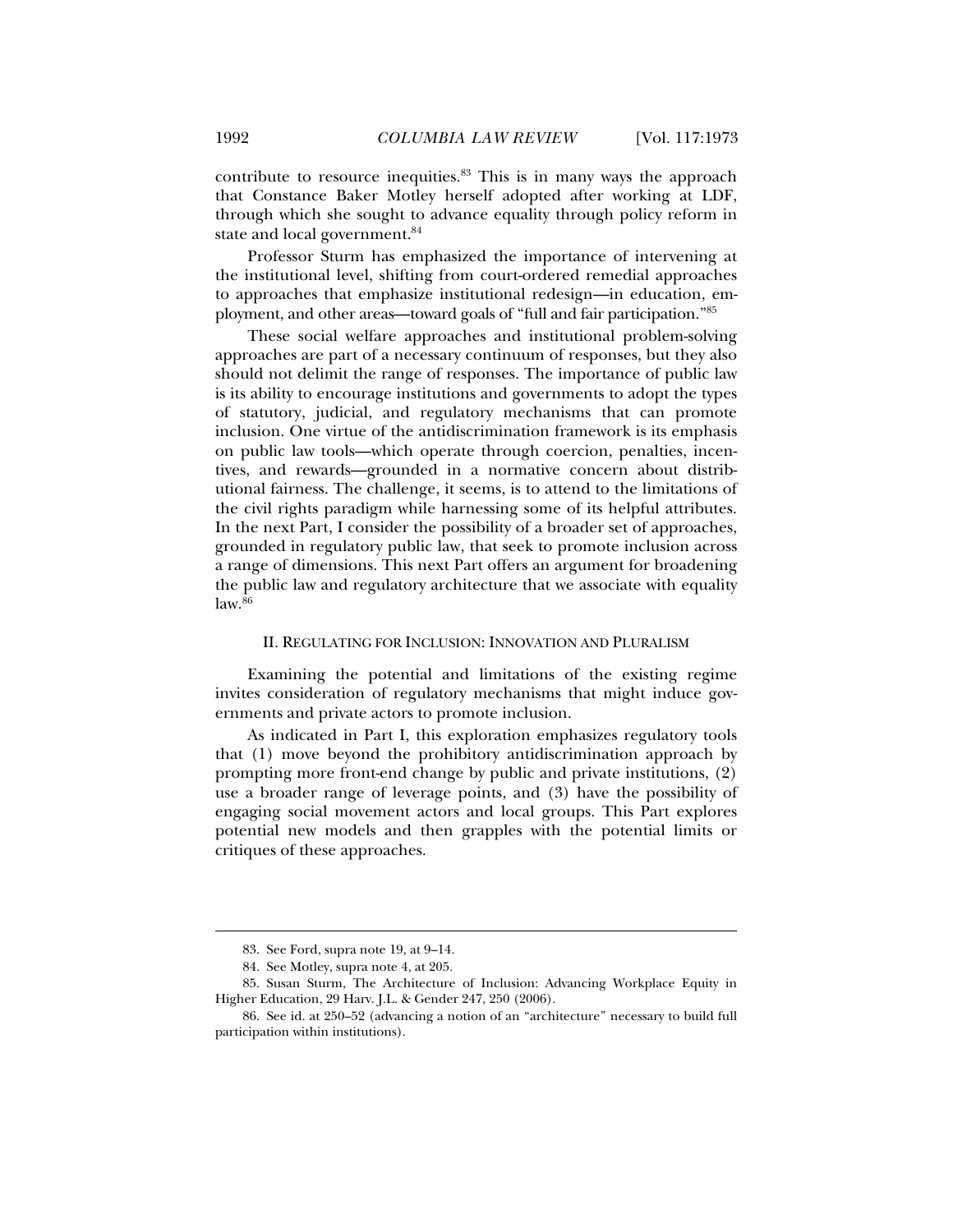contribute to resource inequities.[83] This is in many ways the approach that Constance Baker Motley herself adopted after working at LDF, through which she sought to advance equality through policy reform in state and local government.[84]

Professor Sturm has emphasized the importance of intervening at the institutional level, shifting from court-ordered remedial approaches to approaches that emphasize institutional redesign—in education, employment, and other areas—toward goals of "full and fair participation."[85]

These social welfare approaches and institutional problem-solving approaches are part of a necessary continuum of responses, but they also should not delimit the range of responses. The importance of public law is its ability to encourage institutions and governments to adopt the types of statutory, judicial, and regulatory mechanisms that can promote inclusion. One virtue of the antidiscrimination framework is its emphasis on public law tools—which operate through coercion, penalties, incentives, and rewards—grounded in a normative concern about distributional fairness. The challenge, it seems, is to attend to the limitations of the civil rights paradigm while harnessing some of its helpful attributes. In the next Part, I consider the possibility of a broader set of approaches, grounded in regulatory public law, that seek to promote inclusion across a range of dimensions. This next Part offers an argument for broadening the public law and regulatory architecture that we associate with equality law.[86]

## II. Regulating for Inclusion: Innovation and Pluralism

Examining the potential and limitations of the existing regime invites consideration of regulatory mechanisms that might induce governments and private actors to promote inclusion.

As indicated in Part I, this exploration emphasizes regulatory tools that (1) move beyond the prohibitory antidiscrimination approach by prompting more front-end change by public and private institutions, (2) use a broader range of leverage points, and (3) have the possibility of engaging social movement actors and local groups. This Part explores potential new models and then grapples with the potential limits or critiques of these approaches.

---

83. See Ford, supra note 19, at 9–14.

84. See Motley, supra note 4, at 205.

85. Susan Sturm, The Architecture of Inclusion: Advancing Workplace Equity in Higher Education, 29 Harv. J.L. & Gender 247, 250 (2006).

86. See id. at 250–52 (advancing a notion of an "architecture" necessary to build full participation within institutions).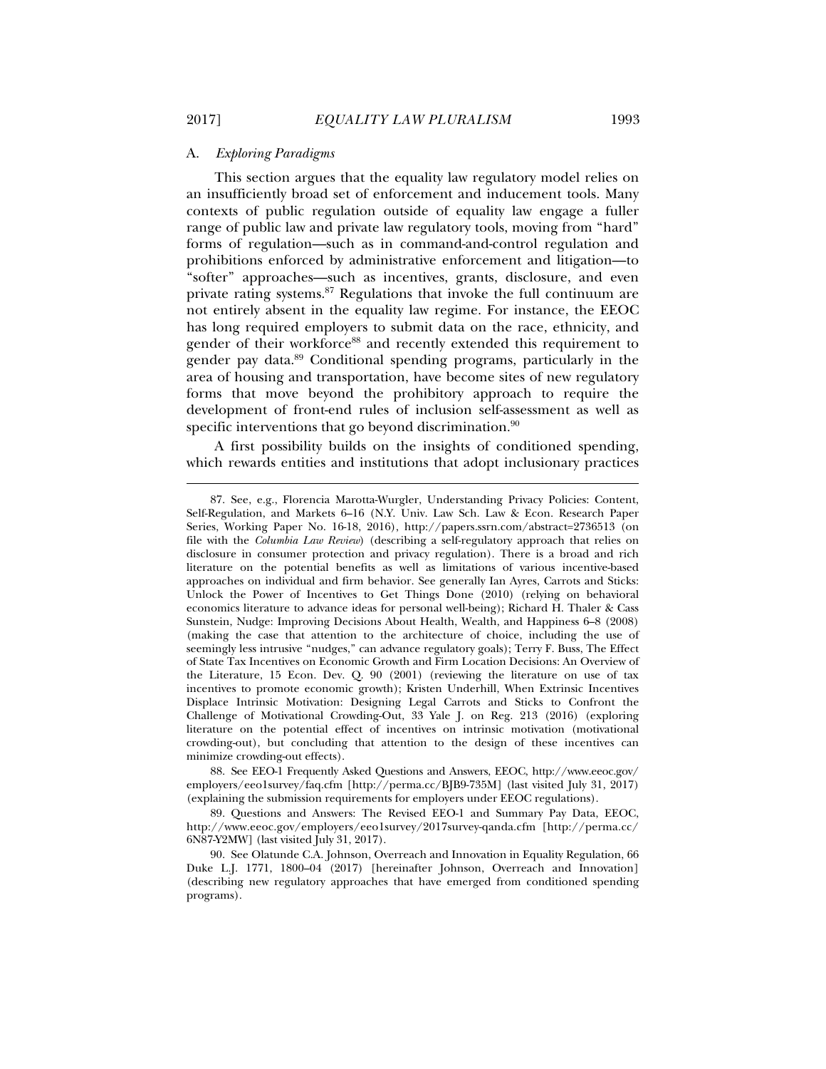### A. *Exploring Paradigms*

This section argues that the equality law regulatory model relies on an insufficiently broad set of enforcement and inducement tools. Many contexts of public regulation outside of equality law engage a fuller range of public law and private law regulatory tools, moving from "hard" forms of regulation—such as in command-and-control regulation and prohibitions enforced by administrative enforcement and litigation—to "softer" approaches—such as incentives, grants, disclosure, and even private rating systems.[87] Regulations that invoke the full continuum are not entirely absent in the equality law regime. For instance, the EEOC has long required employers to submit data on the race, ethnicity, and gender of their workforce[88] and recently extended this requirement to gender pay data.[89] Conditional spending programs, particularly in the area of housing and transportation, have become sites of new regulatory forms that move beyond the prohibitory approach to require the development of front-end rules of inclusion self-assessment as well as specific interventions that go beyond discrimination.[90]

A first possibility builds on the insights of conditioned spending, which rewards entities and institutions that adopt inclusionary practices

---

87. See, e.g., Florencia Marotta-Wurgler, Understanding Privacy Policies: Content, Self-Regulation, and Markets 6–16 (N.Y. Univ. Law Sch. Law & Econ. Research Paper Series, Working Paper No. 16-18, 2016), http://papers.ssrn.com/abstract=2736513 (on file with the *Columbia Law Review*) (describing a self-regulatory approach that relies on disclosure in consumer protection and privacy regulation). There is a broad and rich literature on the potential benefits as well as limitations of various incentive-based approaches on individual and firm behavior. See generally Ian Ayres, Carrots and Sticks: Unlock the Power of Incentives to Get Things Done (2010) (relying on behavioral economics literature to advance ideas for personal well-being); Richard H. Thaler & Cass Sunstein, Nudge: Improving Decisions About Health, Wealth, and Happiness 6–8 (2008) (making the case that attention to the architecture of choice, including the use of seemingly less intrusive "nudges," can advance regulatory goals); Terry F. Buss, The Effect of State Tax Incentives on Economic Growth and Firm Location Decisions: An Overview of the Literature, 15 Econ. Dev. Q. 90 (2001) (reviewing the literature on use of tax incentives to promote economic growth); Kristen Underhill, When Extrinsic Incentives Displace Intrinsic Motivation: Designing Legal Carrots and Sticks to Confront the Challenge of Motivational Crowding-Out, 33 Yale J. on Reg. 213 (2016) (exploring literature on the potential effect of incentives on intrinsic motivation (motivational crowding-out), but concluding that attention to the design of these incentives can minimize crowding-out effects).

88. See EEO-1 Frequently Asked Questions and Answers, EEOC, http://www.eeoc.gov/employers/eeo1survey/faq.cfm [http://perma.cc/BJB9-735M] (last visited July 31, 2017) (explaining the submission requirements for employers under EEOC regulations).

89. Questions and Answers: The Revised EEO-1 and Summary Pay Data, EEOC, http://www.eeoc.gov/employers/eeo1survey/2017survey-qanda.cfm [http://perma.cc/6N87-Y2MW] (last visited July 31, 2017).

90. See Olatunde C.A. Johnson, Overreach and Innovation in Equality Regulation, 66 Duke L.J. 1771, 1800–04 (2017) [hereinafter Johnson, Overreach and Innovation] (describing new regulatory approaches that have emerged from conditioned spending programs).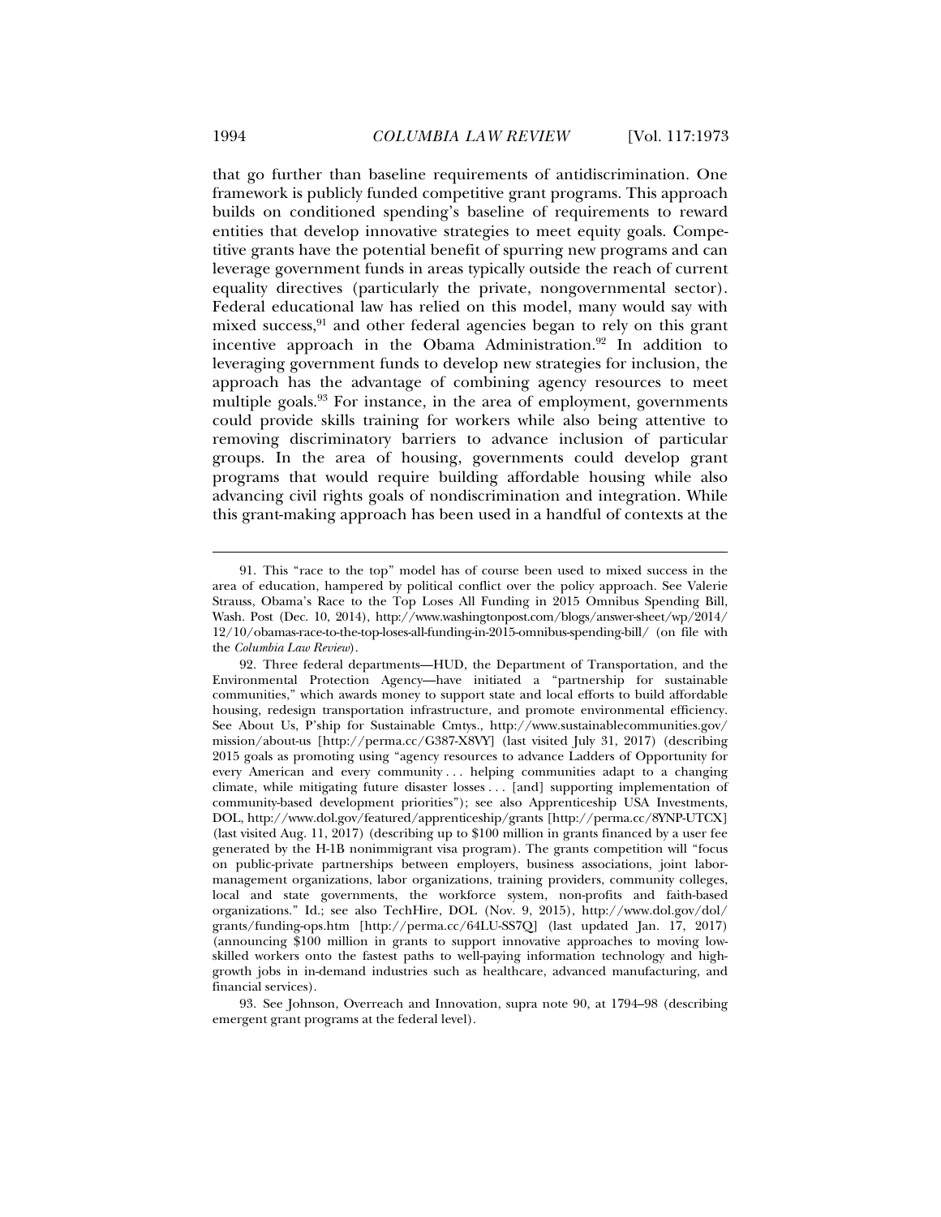that go further than baseline requirements of antidiscrimination. One framework is publicly funded competitive grant programs. This approach builds on conditioned spending's baseline of requirements to reward entities that develop innovative strategies to meet equity goals. Competitive grants have the potential benefit of spurring new programs and can leverage government funds in areas typically outside the reach of current equality directives (particularly the private, nongovernmental sector). Federal educational law has relied on this model, many would say with mixed success,[91] and other federal agencies began to rely on this grant incentive approach in the Obama Administration.[92] In addition to leveraging government funds to develop new strategies for inclusion, the approach has the advantage of combining agency resources to meet multiple goals.[93] For instance, in the area of employment, governments could provide skills training for workers while also being attentive to removing discriminatory barriers to advance inclusion of particular groups. In the area of housing, governments could develop grant programs that would require building affordable housing while also advancing civil rights goals of nondiscrimination and integration. While this grant-making approach has been used in a handful of contexts at the

---

91. This "race to the top" model has of course been used to mixed success in the area of education, hampered by political conflict over the policy approach. See Valerie Strauss, Obama's Race to the Top Loses All Funding in 2015 Omnibus Spending Bill, Wash. Post (Dec. 10, 2014), http://www.washingtonpost.com/blogs/answer-sheet/wp/2014/12/10/obamas-race-to-the-top-loses-all-funding-in-2015-omnibus-spending-bill/ (on file with the *Columbia Law Review*).

92. Three federal departments—HUD, the Department of Transportation, and the Environmental Protection Agency—have initiated a "partnership for sustainable communities," which awards money to support state and local efforts to build affordable housing, redesign transportation infrastructure, and promote environmental efficiency. See About Us, P'ship for Sustainable Cmtys., http://www.sustainablecommunities.gov/mission/about-us [http://perma.cc/G387-X8VY] (last visited July 31, 2017) (describing 2015 goals as promoting using "agency resources to advance Ladders of Opportunity for every American and every community . . . helping communities adapt to a changing climate, while mitigating future disaster losses . . . [and] supporting implementation of community-based development priorities"); see also Apprenticeship USA Investments, DOL, http://www.dol.gov/featured/apprenticeship/grants [http://perma.cc/8YNP-UTCX] (last visited Aug. 11, 2017) (describing up to $100 million in grants financed by a user fee generated by the H-1B nonimmigrant visa program). The grants competition will "focus on public-private partnerships between employers, business associations, joint labor-management organizations, labor organizations, training providers, community colleges, local and state governments, the workforce system, non-profits and faith-based organizations." Id.; see also TechHire, DOL (Nov. 9, 2015), http://www.dol.gov/dol/grants/funding-ops.htm [http://perma.cc/64LU-SS7Q] (last updated Jan. 17, 2017) (announcing $100 million in grants to support innovative approaches to moving low-skilled workers onto the fastest paths to well-paying information technology and high-growth jobs in in-demand industries such as healthcare, advanced manufacturing, and financial services).

93. See Johnson, Overreach and Innovation, supra note 90, at 1794–98 (describing emergent grant programs at the federal level).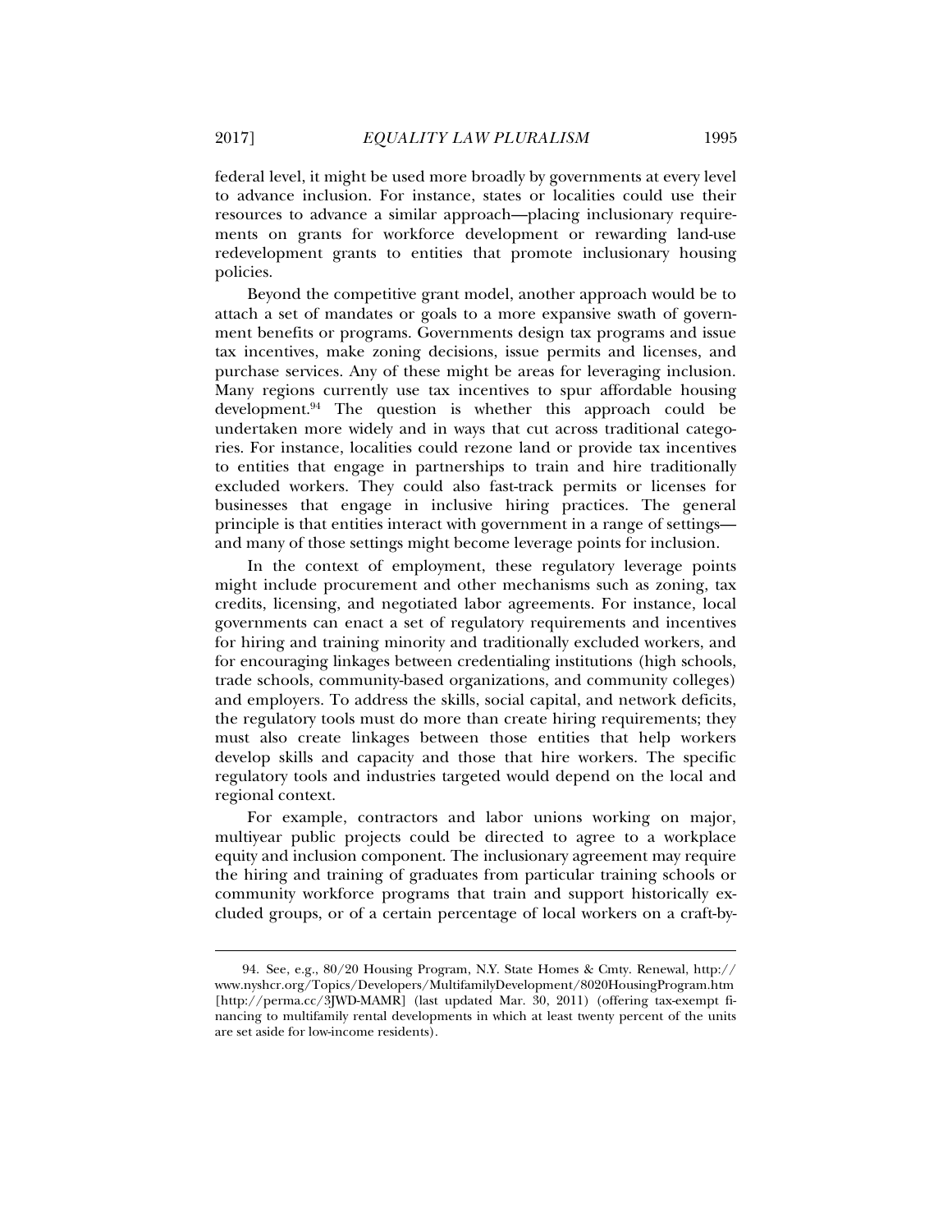federal level, it might be used more broadly by governments at every level to advance inclusion. For instance, states or localities could use their resources to advance a similar approach—placing inclusionary requirements on grants for workforce development or rewarding land-use redevelopment grants to entities that promote inclusionary housing policies.

Beyond the competitive grant model, another approach would be to attach a set of mandates or goals to a more expansive swath of government benefits or programs. Governments design tax programs and issue tax incentives, make zoning decisions, issue permits and licenses, and purchase services. Any of these might be areas for leveraging inclusion. Many regions currently use tax incentives to spur affordable housing development.[94] The question is whether this approach could be undertaken more widely and in ways that cut across traditional categories. For instance, localities could rezone land or provide tax incentives to entities that engage in partnerships to train and hire traditionally excluded workers. They could also fast-track permits or licenses for businesses that engage in inclusive hiring practices. The general principle is that entities interact with government in a range of settings—and many of those settings might become leverage points for inclusion.

In the context of employment, these regulatory leverage points might include procurement and other mechanisms such as zoning, tax credits, licensing, and negotiated labor agreements. For instance, local governments can enact a set of regulatory requirements and incentives for hiring and training minority and traditionally excluded workers, and for encouraging linkages between credentialing institutions (high schools, trade schools, community-based organizations, and community colleges) and employers. To address the skills, social capital, and network deficits, the regulatory tools must do more than create hiring requirements; they must also create linkages between those entities that help workers develop skills and capacity and those that hire workers. The specific regulatory tools and industries targeted would depend on the local and regional context.

For example, contractors and labor unions working on major, multiyear public projects could be directed to agree to a workplace equity and inclusion component. The inclusionary agreement may require the hiring and training of graduates from particular training schools or community workforce programs that train and support historically excluded groups, or of a certain percentage of local workers on a craft-by-

---

94. See, e.g., 80/20 Housing Program, N.Y. State Homes & Cmty. Renewal, http://www.nyshcr.org/Topics/Developers/MultifamilyDevelopment/8020HousingProgram.htm [http://perma.cc/3JWD-MAMR] (last updated Mar. 30, 2011) (offering tax-exempt financing to multifamily rental developments in which at least twenty percent of the units are set aside for low-income residents).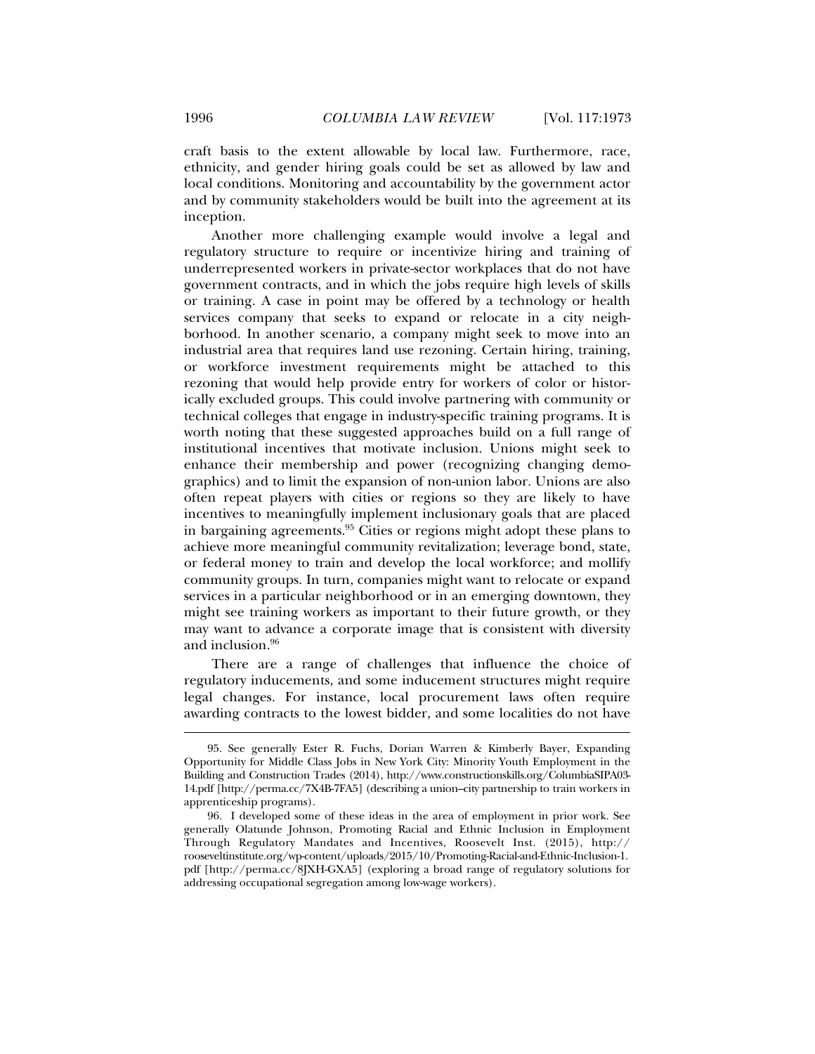craft basis to the extent allowable by local law. Furthermore, race, ethnicity, and gender hiring goals could be set as allowed by law and local conditions. Monitoring and accountability by the government actor and by community stakeholders would be built into the agreement at its inception.

Another more challenging example would involve a legal and regulatory structure to require or incentivize hiring and training of underrepresented workers in private-sector workplaces that do not have government contracts, and in which the jobs require high levels of skills or training. A case in point may be offered by a technology or health services company that seeks to expand or relocate in a city neighborhood. In another scenario, a company might seek to move into an industrial area that requires land use rezoning. Certain hiring, training, or workforce investment requirements might be attached to this rezoning that would help provide entry for workers of color or historically excluded groups. This could involve partnering with community or technical colleges that engage in industry-specific training programs. It is worth noting that these suggested approaches build on a full range of institutional incentives that motivate inclusion. Unions might seek to enhance their membership and power (recognizing changing demographics) and to limit the expansion of non-union labor. Unions are also often repeat players with cities or regions so they are likely to have incentives to meaningfully implement inclusionary goals that are placed in bargaining agreements.[95] Cities or regions might adopt these plans to achieve more meaningful community revitalization; leverage bond, state, or federal money to train and develop the local workforce; and mollify community groups. In turn, companies might want to relocate or expand services in a particular neighborhood or in an emerging downtown, they might see training workers as important to their future growth, or they may want to advance a corporate image that is consistent with diversity and inclusion.[96]

There are a range of challenges that influence the choice of regulatory inducements, and some inducement structures might require legal changes. For instance, local procurement laws often require awarding contracts to the lowest bidder, and some localities do not have

---

95. See generally Ester R. Fuchs, Dorian Warren & Kimberly Bayer, Expanding Opportunity for Middle Class Jobs in New York City: Minority Youth Employment in the Building and Construction Trades (2014), http://www.constructionskills.org/ColumbiaSIPA03-14.pdf [http://perma.cc/7X4B-7FA5] (describing a union–city partnership to train workers in apprenticeship programs).

96. I developed some of these ideas in the area of employment in prior work. See generally Olatunde Johnson, Promoting Racial and Ethnic Inclusion in Employment Through Regulatory Mandates and Incentives, Roosevelt Inst. (2015), http://rooseveltinstitute.org/wp-content/uploads/2015/10/Promoting-Racial-and-Ethnic-Inclusion-1.pdf [http://perma.cc/8JXH-GXA5] (exploring a broad range of regulatory solutions for addressing occupational segregation among low-wage workers).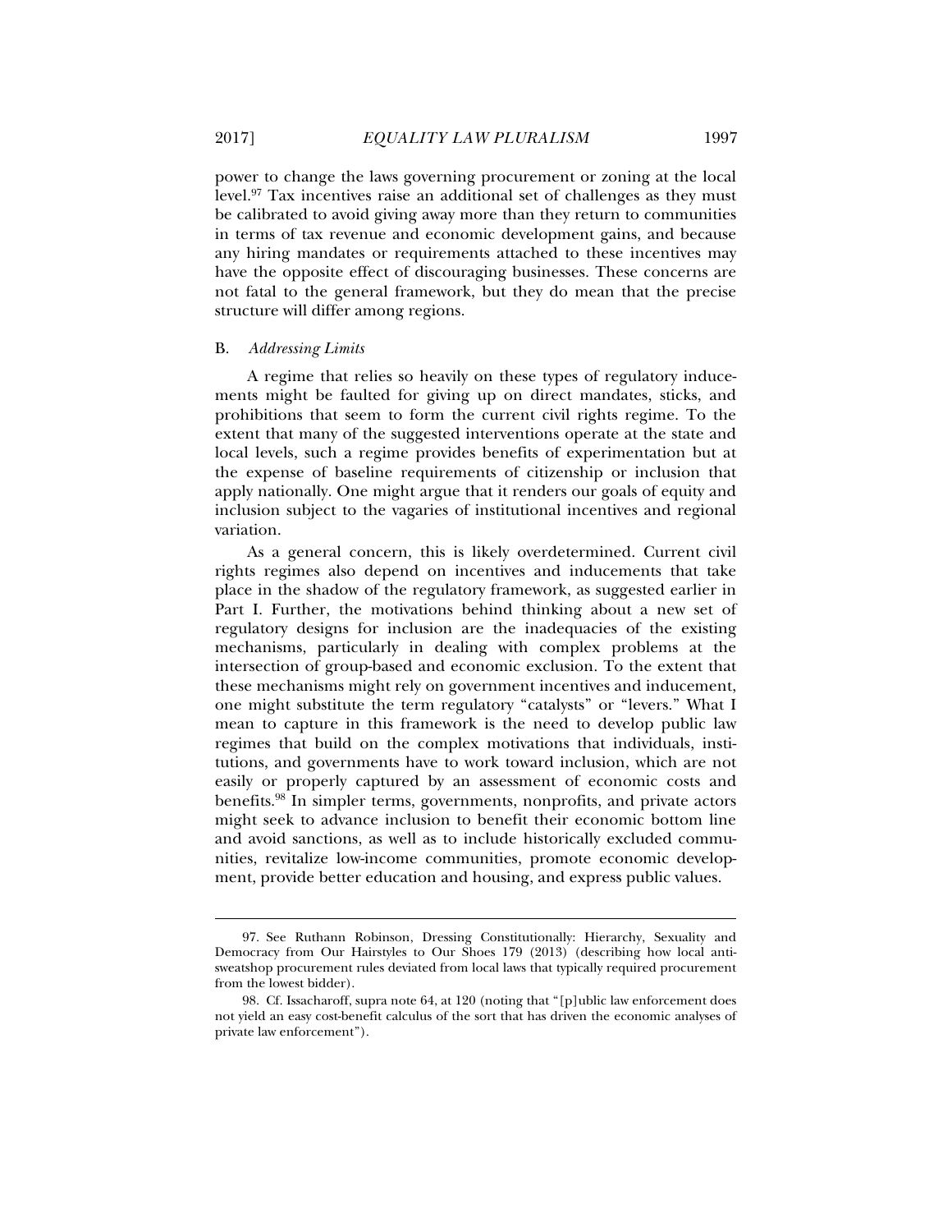power to change the laws governing procurement or zoning at the local level.[97] Tax incentives raise an additional set of challenges as they must be calibrated to avoid giving away more than they return to communities in terms of tax revenue and economic development gains, and because any hiring mandates or requirements attached to these incentives may have the opposite effect of discouraging businesses. These concerns are not fatal to the general framework, but they do mean that the precise structure will differ among regions.

### B. *Addressing Limits*

A regime that relies so heavily on these types of regulatory inducements might be faulted for giving up on direct mandates, sticks, and prohibitions that seem to form the current civil rights regime. To the extent that many of the suggested interventions operate at the state and local levels, such a regime provides benefits of experimentation but at the expense of baseline requirements of citizenship or inclusion that apply nationally. One might argue that it renders our goals of equity and inclusion subject to the vagaries of institutional incentives and regional variation.

As a general concern, this is likely overdetermined. Current civil rights regimes also depend on incentives and inducements that take place in the shadow of the regulatory framework, as suggested earlier in Part I. Further, the motivations behind thinking about a new set of regulatory designs for inclusion are the inadequacies of the existing mechanisms, particularly in dealing with complex problems at the intersection of group-based and economic exclusion. To the extent that these mechanisms might rely on government incentives and inducement, one might substitute the term regulatory "catalysts" or "levers." What I mean to capture in this framework is the need to develop public law regimes that build on the complex motivations that individuals, institutions, and governments have to work toward inclusion, which are not easily or properly captured by an assessment of economic costs and benefits.[98] In simpler terms, governments, nonprofits, and private actors might seek to advance inclusion to benefit their economic bottom line and avoid sanctions, as well as to include historically excluded communities, revitalize low-income communities, promote economic development, provide better education and housing, and express public values.

---

97. See Ruthann Robinson, Dressing Constitutionally: Hierarchy, Sexuality and Democracy from Our Hairstyles to Our Shoes 179 (2013) (describing how local anti-sweatshop procurement rules deviated from local laws that typically required procurement from the lowest bidder).

98. Cf. Issacharoff, supra note 64, at 120 (noting that "[p]ublic law enforcement does not yield an easy cost-benefit calculus of the sort that has driven the economic analyses of private law enforcement").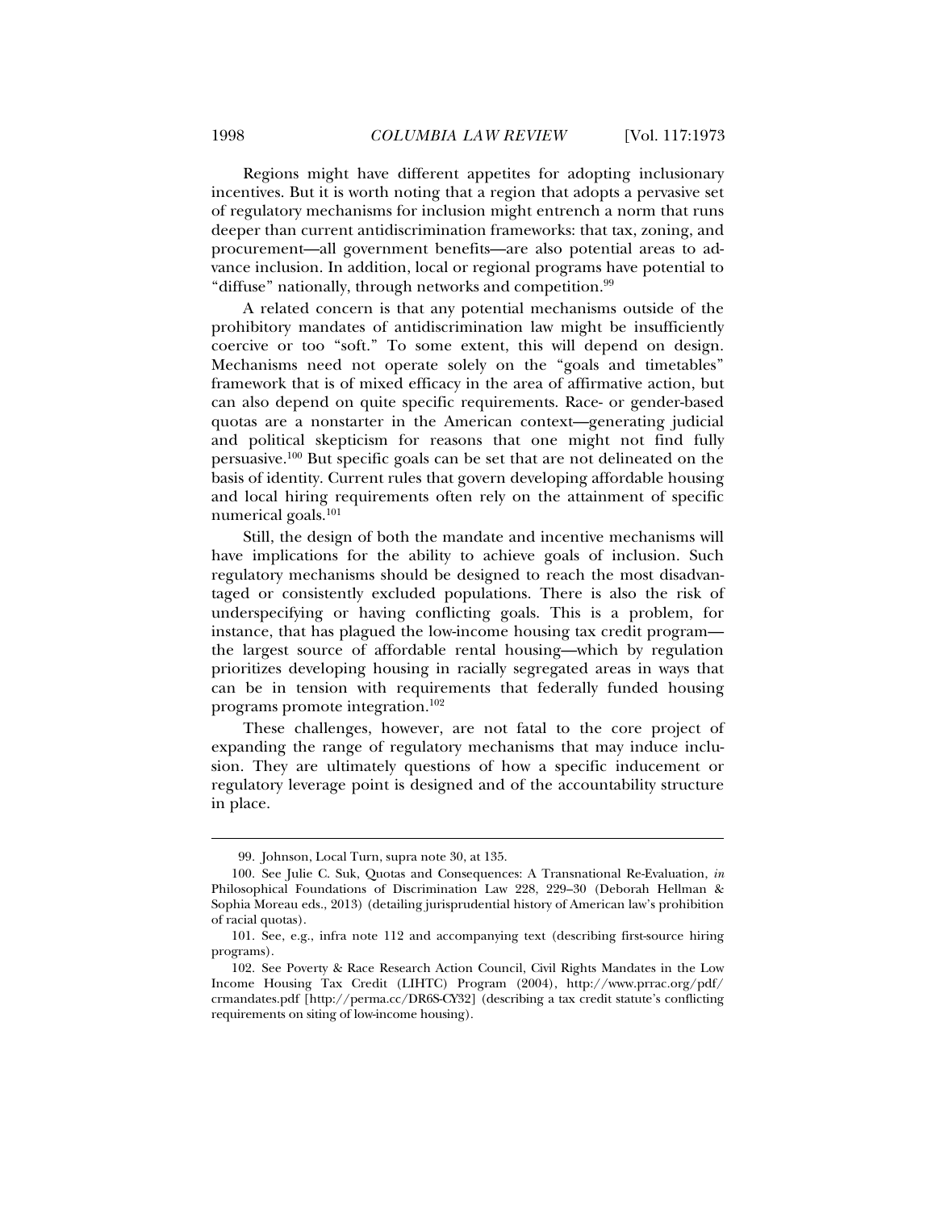Regions might have different appetites for adopting inclusionary incentives. But it is worth noting that a region that adopts a pervasive set of regulatory mechanisms for inclusion might entrench a norm that runs deeper than current antidiscrimination frameworks: that tax, zoning, and procurement—all government benefits—are also potential areas to advance inclusion. In addition, local or regional programs have potential to "diffuse" nationally, through networks and competition.[99]

A related concern is that any potential mechanisms outside of the prohibitory mandates of antidiscrimination law might be insufficiently coercive or too "soft." To some extent, this will depend on design. Mechanisms need not operate solely on the "goals and timetables" framework that is of mixed efficacy in the area of affirmative action, but can also depend on quite specific requirements. Race- or gender-based quotas are a nonstarter in the American context—generating judicial and political skepticism for reasons that one might not find fully persuasive.[100] But specific goals can be set that are not delineated on the basis of identity. Current rules that govern developing affordable housing and local hiring requirements often rely on the attainment of specific numerical goals.[101]

Still, the design of both the mandate and incentive mechanisms will have implications for the ability to achieve goals of inclusion. Such regulatory mechanisms should be designed to reach the most disadvantaged or consistently excluded populations. There is also the risk of underspecifying or having conflicting goals. This is a problem, for instance, that has plagued the low-income housing tax credit program—the largest source of affordable rental housing—which by regulation prioritizes developing housing in racially segregated areas in ways that can be in tension with requirements that federally funded housing programs promote integration.[102]

These challenges, however, are not fatal to the core project of expanding the range of regulatory mechanisms that may induce inclusion. They are ultimately questions of how a specific inducement or regulatory leverage point is designed and of the accountability structure in place.

---

99. Johnson, Local Turn, supra note 30, at 135.

100. See Julie C. Suk, Quotas and Consequences: A Transnational Re-Evaluation, *in* Philosophical Foundations of Discrimination Law 228, 229–30 (Deborah Hellman & Sophia Moreau eds., 2013) (detailing jurisprudential history of American law's prohibition of racial quotas).

101. See, e.g., infra note 112 and accompanying text (describing first-source hiring programs).

102. See Poverty & Race Research Action Council, Civil Rights Mandates in the Low Income Housing Tax Credit (LIHTC) Program (2004), http://www.prrac.org/pdf/crmandates.pdf [http://perma.cc/DR6S-CY32] (describing a tax credit statute's conflicting requirements on siting of low-income housing).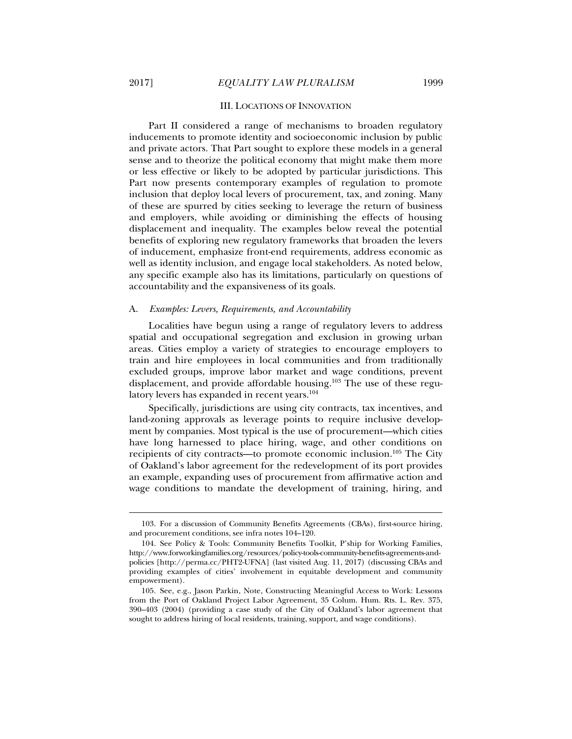## III. LOCATIONS OF INNOVATION

Part II considered a range of mechanisms to broaden regulatory inducements to promote identity and socioeconomic inclusion by public and private actors. That Part sought to explore these models in a general sense and to theorize the political economy that might make them more or less effective or likely to be adopted by particular jurisdictions. This Part now presents contemporary examples of regulation to promote inclusion that deploy local levers of procurement, tax, and zoning. Many of these are spurred by cities seeking to leverage the return of business and employers, while avoiding or diminishing the effects of housing displacement and inequality. The examples below reveal the potential benefits of exploring new regulatory frameworks that broaden the levers of inducement, emphasize front-end requirements, address economic as well as identity inclusion, and engage local stakeholders. As noted below, any specific example also has its limitations, particularly on questions of accountability and the expansiveness of its goals.

### A. *Examples: Levers, Requirements, and Accountability*

Localities have begun using a range of regulatory levers to address spatial and occupational segregation and exclusion in growing urban areas. Cities employ a variety of strategies to encourage employers to train and hire employees in local communities and from traditionally excluded groups, improve labor market and wage conditions, prevent displacement, and provide affordable housing.[103] The use of these regulatory levers has expanded in recent years.[104]

Specifically, jurisdictions are using city contracts, tax incentives, and land-zoning approvals as leverage points to require inclusive development by companies. Most typical is the use of procurement—which cities have long harnessed to place hiring, wage, and other conditions on recipients of city contracts—to promote economic inclusion.[105] The City of Oakland's labor agreement for the redevelopment of its port provides an example, expanding uses of procurement from affirmative action and wage conditions to mandate the development of training, hiring, and

---

103. For a discussion of Community Benefits Agreements (CBAs), first-source hiring, and procurement conditions, see infra notes 104–120.

104. See Policy & Tools: Community Benefits Toolkit, P'ship for Working Families, http://www.forworkingfamilies.org/resources/policy-tools-community-benefits-agreements-and-policies [http://perma.cc/PHT2-UFNA] (last visited Aug. 11, 2017) (discussing CBAs and providing examples of cities' involvement in equitable development and community empowerment).

105. See, e.g., Jason Parkin, Note, Constructing Meaningful Access to Work: Lessons from the Port of Oakland Project Labor Agreement, 35 Colum. Hum. Rts. L. Rev. 375, 390–403 (2004) (providing a case study of the City of Oakland's labor agreement that sought to address hiring of local residents, training, support, and wage conditions).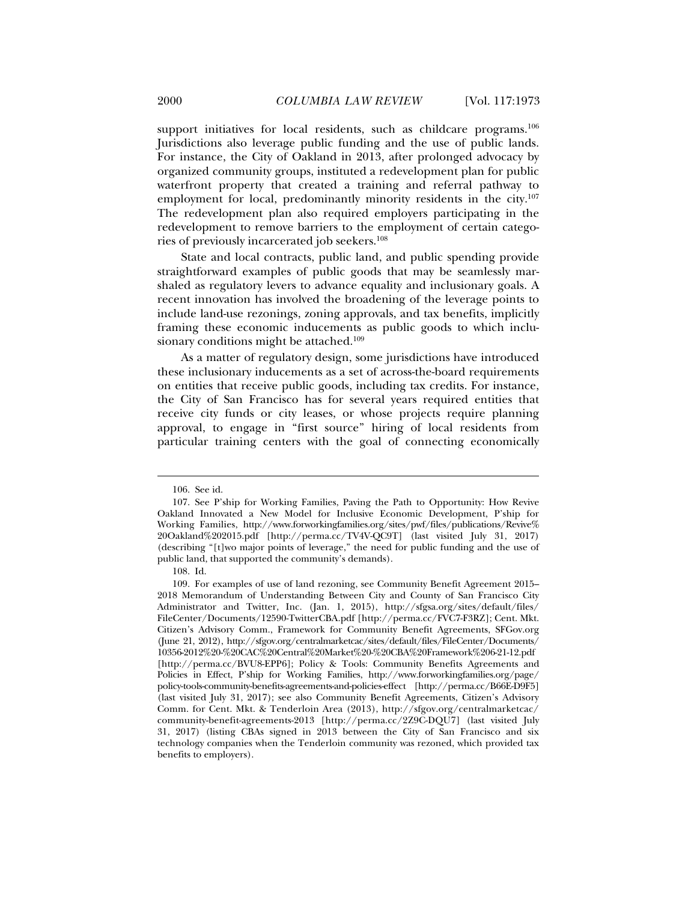support initiatives for local residents, such as childcare programs.[106] Jurisdictions also leverage public funding and the use of public lands. For instance, the City of Oakland in 2013, after prolonged advocacy by organized community groups, instituted a redevelopment plan for public waterfront property that created a training and referral pathway to employment for local, predominantly minority residents in the city.[107] The redevelopment plan also required employers participating in the redevelopment to remove barriers to the employment of certain categories of previously incarcerated job seekers.[108]

State and local contracts, public land, and public spending provide straightforward examples of public goods that may be seamlessly marshaled as regulatory levers to advance equality and inclusionary goals. A recent innovation has involved the broadening of the leverage points to include land-use rezonings, zoning approvals, and tax benefits, implicitly framing these economic inducements as public goods to which inclusionary conditions might be attached.[109]

As a matter of regulatory design, some jurisdictions have introduced these inclusionary inducements as a set of across-the-board requirements on entities that receive public goods, including tax credits. For instance, the City of San Francisco has for several years required entities that receive city funds or city leases, or whose projects require planning approval, to engage in "first source" hiring of local residents from particular training centers with the goal of connecting economically

---

106. See id.

107. See P'ship for Working Families, Paving the Path to Opportunity: How Revive Oakland Innovated a New Model for Inclusive Economic Development, P'ship for Working Families, http://www.forworkingfamilies.org/sites/pwf/files/publications/Revive%20Oakland%202015.pdf [http://perma.cc/TV4V-QC9T] (last visited July 31, 2017) (describing "[t]wo major points of leverage," the need for public funding and the use of public land, that supported the community's demands).

108. Id.

109. For examples of use of land rezoning, see Community Benefit Agreement 2015–2018 Memorandum of Understanding Between City and County of San Francisco City Administrator and Twitter, Inc. (Jan. 1, 2015), http://sfgsa.org/sites/default/files/FileCenter/Documents/12590-TwitterCBA.pdf [http://perma.cc/FVC7-F3RZ]; Cent. Mkt. Citizen's Advisory Comm., Framework for Community Benefit Agreements, SFGov.org (June 21, 2012), http://sfgov.org/centralmarketcac/sites/default/files/FileCenter/Documents/10356-2012%20-%20CAC%20Central%20Market%20-%20CBA%20Framework%206-21-12.pdf [http://perma.cc/BVU8-EPP6]; Policy & Tools: Community Benefits Agreements and Policies in Effect, P'ship for Working Families, http://www.forworkingfamilies.org/page/policy-tools-community-benefits-agreements-and-policies-effect [http://perma.cc/B66E-D9F5] (last visited July 31, 2017); see also Community Benefit Agreements, Citizen's Advisory Comm. for Cent. Mkt. & Tenderloin Area (2013), http://sfgov.org/centralmarketcac/community-benefit-agreements-2013 [http://perma.cc/2Z9C-DQU7] (last visited July 31, 2017) (listing CBAs signed in 2013 between the City of San Francisco and six technology companies when the Tenderloin community was rezoned, which provided tax benefits to employers).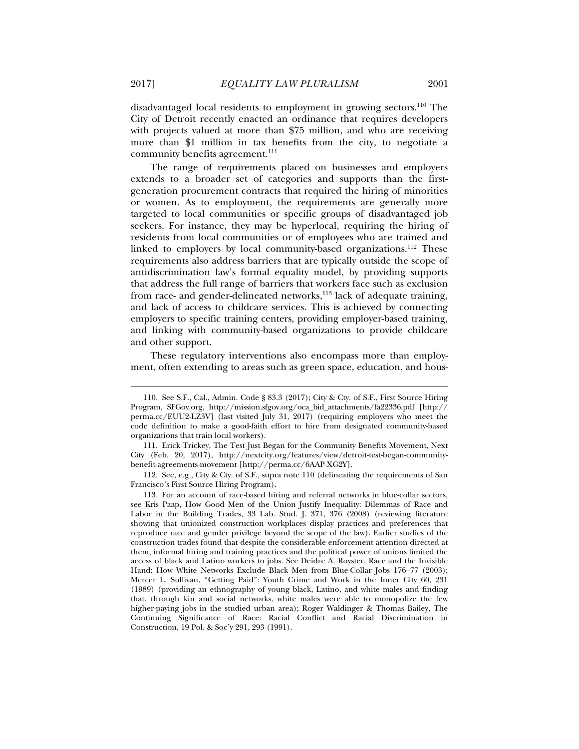disadvantaged local residents to employment in growing sectors.[110] The City of Detroit recently enacted an ordinance that requires developers with projects valued at more than $75 million, and who are receiving more than $1 million in tax benefits from the city, to negotiate a community benefits agreement.[111]

The range of requirements placed on businesses and employers extends to a broader set of categories and supports than the first-generation procurement contracts that required the hiring of minorities or women. As to employment, the requirements are generally more targeted to local communities or specific groups of disadvantaged job seekers. For instance, they may be hyperlocal, requiring the hiring of residents from local communities or of employees who are trained and linked to employers by local community-based organizations.[112] These requirements also address barriers that are typically outside the scope of antidiscrimination law's formal equality model, by providing supports that address the full range of barriers that workers face such as exclusion from race- and gender-delineated networks,[113] lack of adequate training, and lack of access to childcare services. This is achieved by connecting employers to specific training centers, providing employer-based training, and linking with community-based organizations to provide childcare and other support.

These regulatory interventions also encompass more than employment, often extending to areas such as green space, education, and hous-

---

110. See S.F., Cal., Admin. Code § 83.3 (2017); City & Cty. of S.F., First Source Hiring Program, SFGov.org, http://mission.sfgov.org/oca_bid_attachments/fa22336.pdf [http://perma.cc/EUU2-LZ3V] (last visited July 31, 2017) (requiring employers who meet the code definition to make a good-faith effort to hire from designated community-based organizations that train local workers).

111. Erick Trickey, The Test Just Began for the Community Benefits Movement, Next City (Feb. 20, 2017), http://nextcity.org/features/view/detroit-test-began-community-benefit-agreements-movement [http://perma.cc/6AAP-XG2Y].

112. See, e.g., City & Cty. of S.F., supra note 110 (delineating the requirements of San Francisco's First Source Hiring Program).

113. For an account of race-based hiring and referral networks in blue-collar sectors, see Kris Paap, How Good Men of the Union Justify Inequality: Dilemmas of Race and Labor in the Building Trades, 33 Lab. Stud. J. 371, 376 (2008) (reviewing literature showing that unionized construction workplaces display practices and preferences that reproduce race and gender privilege beyond the scope of the law). Earlier studies of the construction trades found that despite the considerable enforcement attention directed at them, informal hiring and training practices and the political power of unions limited the access of black and Latino workers to jobs. See Deidre A. Royster, Race and the Invisible Hand: How White Networks Exclude Black Men from Blue-Collar Jobs 176–77 (2003); Mercer L. Sullivan, "Getting Paid": Youth Crime and Work in the Inner City 60, 231 (1989) (providing an ethnography of young black, Latino, and white males and finding that, through kin and social networks, white males were able to monopolize the few higher-paying jobs in the studied urban area); Roger Waldinger & Thomas Bailey, The Continuing Significance of Race: Racial Conflict and Racial Discrimination in Construction, 19 Pol. & Soc'y 291, 293 (1991).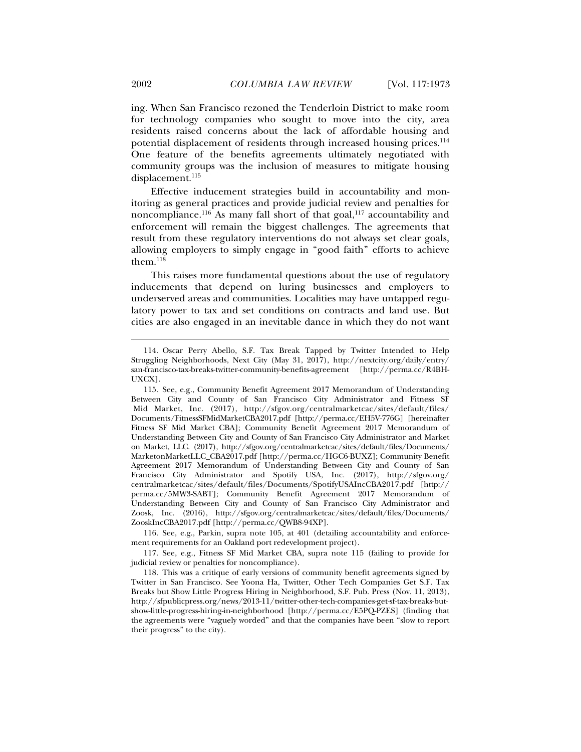ing. When San Francisco rezoned the Tenderloin District to make room for technology companies who sought to move into the city, area residents raised concerns about the lack of affordable housing and potential displacement of residents through increased housing prices.[114] One feature of the benefits agreements ultimately negotiated with community groups was the inclusion of measures to mitigate housing displacement.[115]

Effective inducement strategies build in accountability and monitoring as general practices and provide judicial review and penalties for noncompliance.[116] As many fall short of that goal,[117] accountability and enforcement will remain the biggest challenges. The agreements that result from these regulatory interventions do not always set clear goals, allowing employers to simply engage in "good faith" efforts to achieve them.[118]

This raises more fundamental questions about the use of regulatory inducements that depend on luring businesses and employers to underserved areas and communities. Localities may have untapped regulatory power to tax and set conditions on contracts and land use. But cities are also engaged in an inevitable dance in which they do not want

---

114. Oscar Perry Abello, S.F. Tax Break Tapped by Twitter Intended to Help Struggling Neighborhoods, Next City (May 31, 2017), http://nextcity.org/daily/entry/san-francisco-tax-breaks-twitter-community-benefits-agreement [http://perma.cc/R4BH-UXCX].

115. See, e.g., Community Benefit Agreement 2017 Memorandum of Understanding Between City and County of San Francisco City Administrator and Fitness SF Mid Market, Inc. (2017), http://sfgov.org/centralmarketcac/sites/default/files/Documents/FitnessSFMidMarketCBA2017.pdf [http://perma.cc/EH5V-776G] [hereinafter Fitness SF Mid Market CBA]; Community Benefit Agreement 2017 Memorandum of Understanding Between City and County of San Francisco City Administrator and Market on Market, LLC. (2017), http://sfgov.org/centralmarketcac/sites/default/files/Documents/MarketonMarketLLC_CBA2017.pdf [http://perma.cc/HGC6-BUXZ]; Community Benefit Agreement 2017 Memorandum of Understanding Between City and County of San Francisco City Administrator and Spotify USA, Inc. (2017), http://sfgov.org/centralmarketcac/sites/default/files/Documents/SpotifyUSAIncCBA2017.pdf [http://perma.cc/5MW3-SABT]; Community Benefit Agreement 2017 Memorandum of Understanding Between City and County of San Francisco City Administrator and Zoosk, Inc. (2016), http://sfgov.org/centralmarketcac/sites/default/files/Documents/ZooskIncCBA2017.pdf [http://perma.cc/QWB8-94XP].

116. See, e.g., Parkin, supra note 105, at 401 (detailing accountability and enforcement requirements for an Oakland port redevelopment project).

117. See, e.g., Fitness SF Mid Market CBA, supra note 115 (failing to provide for judicial review or penalties for noncompliance).

118. This was a critique of early versions of community benefit agreements signed by Twitter in San Francisco. See Yoona Ha, Twitter, Other Tech Companies Get S.F. Tax Breaks but Show Little Progress Hiring in Neighborhood, S.F. Pub. Press (Nov. 11, 2013), http://sfpublicpress.org/news/2013-11/twitter-other-tech-companies-get-sf-tax-breaks-but-show-little-progress-hiring-in-neighborhood [http://perma.cc/E5PQ-PZES] (finding that the agreements were "vaguely worded" and that the companies have been "slow to report their progress" to the city).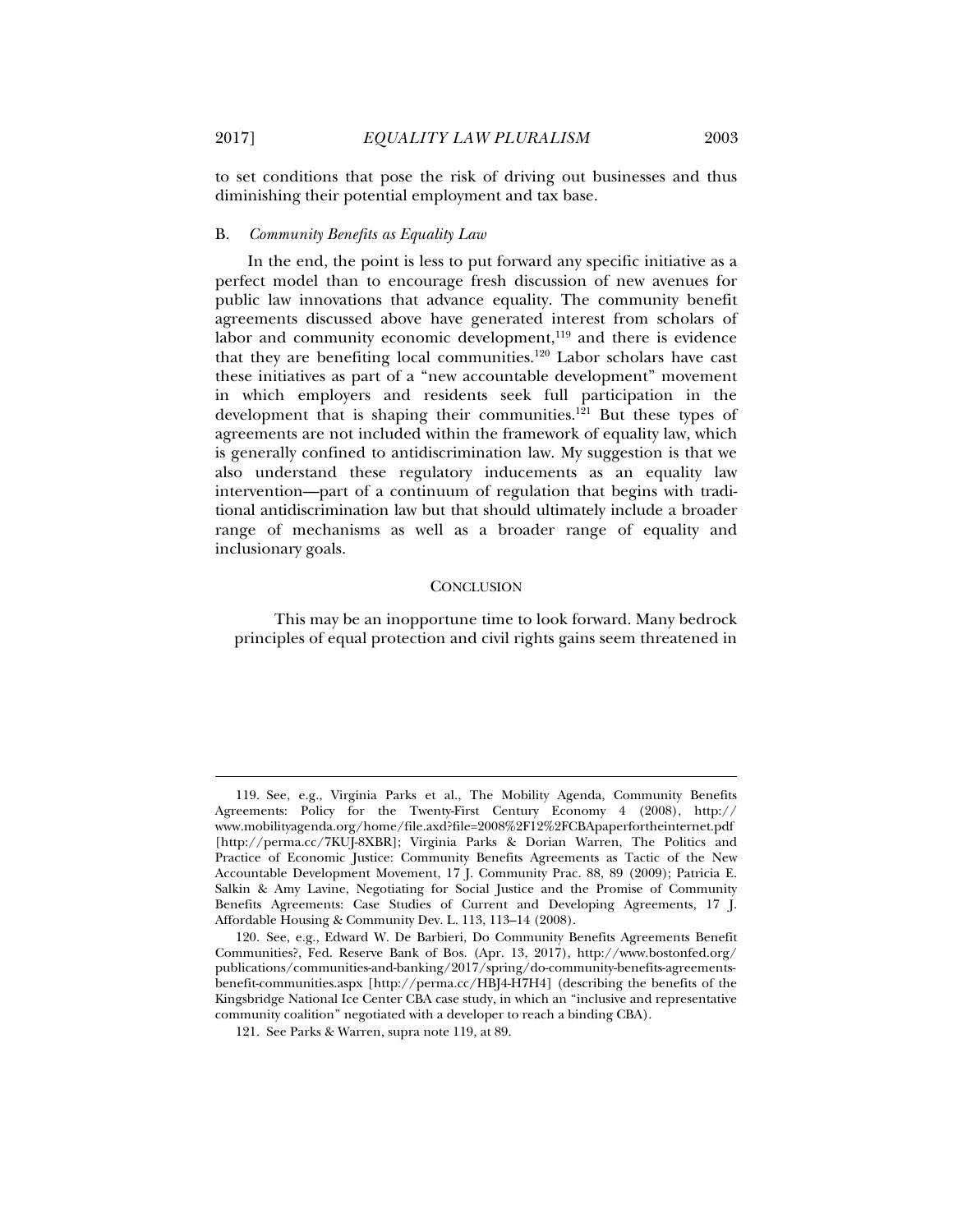to set conditions that pose the risk of driving out businesses and thus diminishing their potential employment and tax base.

### B. *Community Benefits as Equality Law*

In the end, the point is less to put forward any specific initiative as a perfect model than to encourage fresh discussion of new avenues for public law innovations that advance equality. The community benefit agreements discussed above have generated interest from scholars of labor and community economic development,[119] and there is evidence that they are benefiting local communities.[120] Labor scholars have cast these initiatives as part of a "new accountable development" movement in which employers and residents seek full participation in the development that is shaping their communities.[121] But these types of agreements are not included within the framework of equality law, which is generally confined to antidiscrimination law. My suggestion is that we also understand these regulatory inducements as an equality law intervention—part of a continuum of regulation that begins with traditional antidiscrimination law but that should ultimately include a broader range of mechanisms as well as a broader range of equality and inclusionary goals.

## CONCLUSION

This may be an inopportune time to look forward. Many bedrock principles of equal protection and civil rights gains seem threatened in

---

119. See, e.g., Virginia Parks et al., The Mobility Agenda, Community Benefits Agreements: Policy for the Twenty-First Century Economy 4 (2008), http://www.mobilityagenda.org/home/file.axd?file=2008%2F12%2FCBApaperfortheinternet.pdf [http://perma.cc/7KUJ-8XBR]; Virginia Parks & Dorian Warren, The Politics and Practice of Economic Justice: Community Benefits Agreements as Tactic of the New Accountable Development Movement, 17 J. Community Prac. 88, 89 (2009); Patricia E. Salkin & Amy Lavine, Negotiating for Social Justice and the Promise of Community Benefits Agreements: Case Studies of Current and Developing Agreements, 17 J. Affordable Housing & Community Dev. L. 113, 113–14 (2008).

120. See, e.g., Edward W. De Barbieri, Do Community Benefits Agreements Benefit Communities?, Fed. Reserve Bank of Bos. (Apr. 13, 2017), http://www.bostonfed.org/publications/communities-and-banking/2017/spring/do-community-benefits-agreements-benefit-communities.aspx [http://perma.cc/HBJ4-H7H4] (describing the benefits of the Kingsbridge National Ice Center CBA case study, in which an "inclusive and representative community coalition" negotiated with a developer to reach a binding CBA).

121. See Parks & Warren, supra note 119, at 89.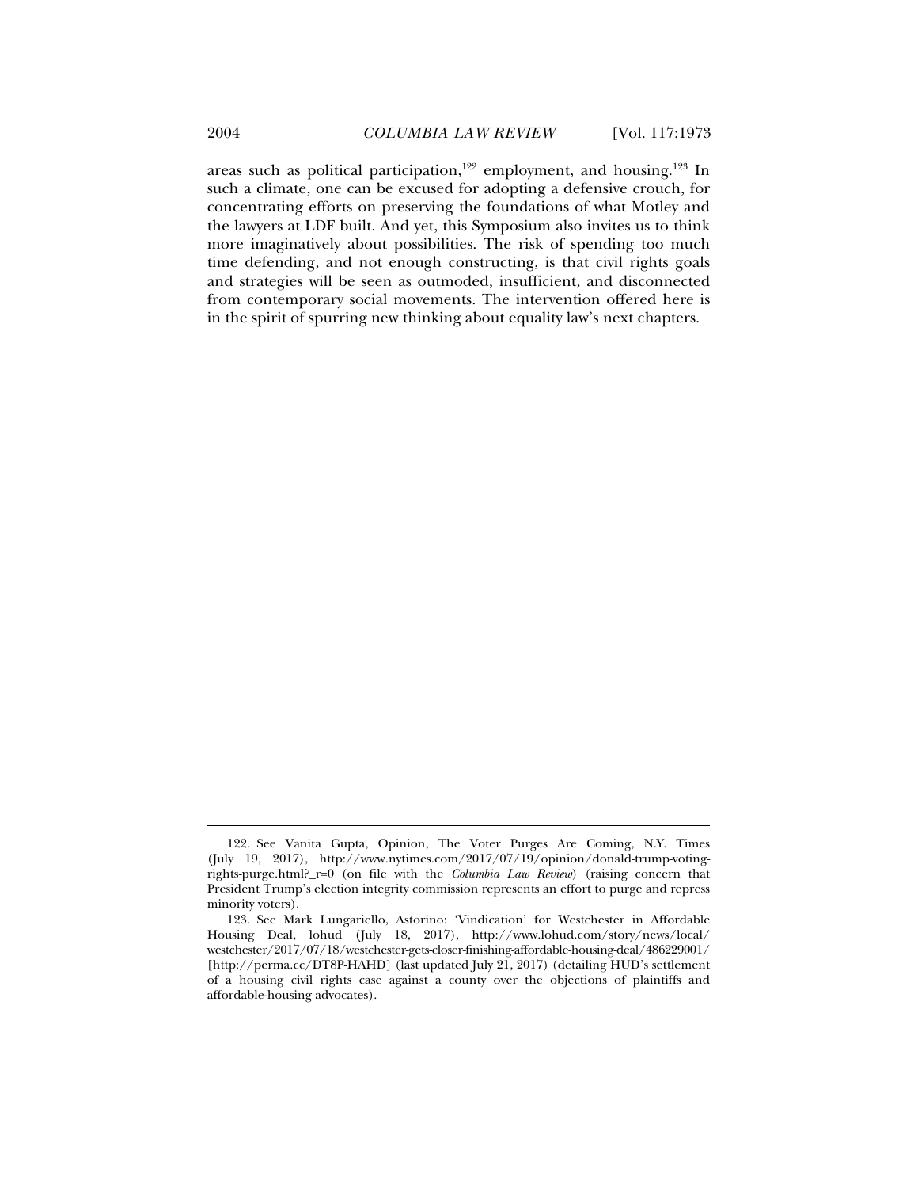areas such as political participation,[122] employment, and housing.[123] In such a climate, one can be excused for adopting a defensive crouch, for concentrating efforts on preserving the foundations of what Motley and the lawyers at LDF built. And yet, this Symposium also invites us to think more imaginatively about possibilities. The risk of spending too much time defending, and not enough constructing, is that civil rights goals and strategies will be seen as outmoded, insufficient, and disconnected from contemporary social movements. The intervention offered here is in the spirit of spurring new thinking about equality law's next chapters.

---

122. See Vanita Gupta, Opinion, The Voter Purges Are Coming, N.Y. Times (July 19, 2017), http://www.nytimes.com/2017/07/19/opinion/donald-trump-voting-rights-purge.html?_r=0 (on file with the *Columbia Law Review*) (raising concern that President Trump's election integrity commission represents an effort to purge and repress minority voters).

123. See Mark Lungariello, Astorino: 'Vindication' for Westchester in Affordable Housing Deal, lohud (July 18, 2017), http://www.lohud.com/story/news/local/westchester/2017/07/18/westchester-gets-closer-finishing-affordable-housing-deal/486229001/ [http://perma.cc/DT8P-HAHD] (last updated July 21, 2017) (detailing HUD's settlement of a housing civil rights case against a county over the objections of plaintiffs and affordable-housing advocates).